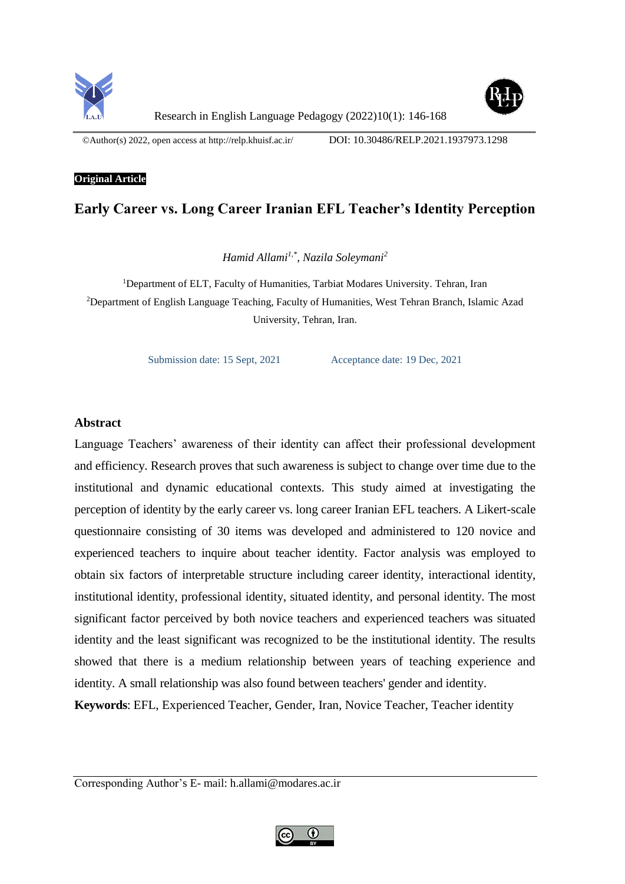Research in English Language Pedagogy (2022)10(1): 146-168

©Author(s) 2022, open access at http://relp.khuisf.ac.ir/ DOI: 10.30486/RELP.2021.1937973.1298

**Original Article**

# Early Career vs. Long Career Iranian EFL Teacher's Identity Perception

*Hamid Allami*[1,*], *Nazila Soleymani*[2]

[1]Department of ELT, Faculty of Humanities, Tarbiat Modares University. Tehran, Iran

[2]Department of English Language Teaching, Faculty of Humanities, West Tehran Branch, Islamic Azad University, Tehran, Iran.

Submission date: 15 Sept, 2021 Acceptance date: 19 Dec, 2021

## Abstract

Language Teachers' awareness of their identity can affect their professional development and efficiency. Research proves that such awareness is subject to change over time due to the institutional and dynamic educational contexts. This study aimed at investigating the perception of identity by the early career vs. long career Iranian EFL teachers. A Likert-scale questionnaire consisting of 30 items was developed and administered to 120 novice and experienced teachers to inquire about teacher identity. Factor analysis was employed to obtain six factors of interpretable structure including career identity, interactional identity, institutional identity, professional identity, situated identity, and personal identity. The most significant factor perceived by both novice teachers and experienced teachers was situated identity and the least significant was recognized to be the institutional identity. The results showed that there is a medium relationship between years of teaching experience and identity. A small relationship was also found between teachers' gender and identity.

**Keywords**: EFL, Experienced Teacher, Gender, Iran, Novice Teacher, Teacher identity

Corresponding Author's E- mail: h.allami@modares.ac.ir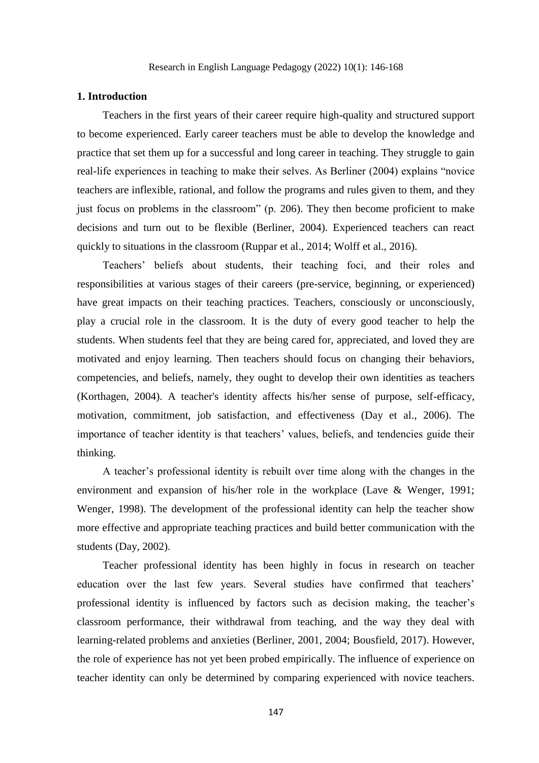## 1. Introduction

Teachers in the first years of their career require high-quality and structured support to become experienced. Early career teachers must be able to develop the knowledge and practice that set them up for a successful and long career in teaching. They struggle to gain real-life experiences in teaching to make their selves. As Berliner (2004) explains "novice teachers are inflexible, rational, and follow the programs and rules given to them, and they just focus on problems in the classroom" (p. 206). They then become proficient to make decisions and turn out to be flexible (Berliner, 2004). Experienced teachers can react quickly to situations in the classroom (Ruppar et al., 2014; Wolff et al., 2016).

Teachers' beliefs about students, their teaching foci, and their roles and responsibilities at various stages of their careers (pre-service, beginning, or experienced) have great impacts on their teaching practices. Teachers, consciously or unconsciously, play a crucial role in the classroom. It is the duty of every good teacher to help the students. When students feel that they are being cared for, appreciated, and loved they are motivated and enjoy learning. Then teachers should focus on changing their behaviors, competencies, and beliefs, namely, they ought to develop their own identities as teachers (Korthagen, 2004). A teacher's identity affects his/her sense of purpose, self-efficacy, motivation, commitment, job satisfaction, and effectiveness (Day et al., 2006). The importance of teacher identity is that teachers' values, beliefs, and tendencies guide their thinking.

A teacher's professional identity is rebuilt over time along with the changes in the environment and expansion of his/her role in the workplace (Lave & Wenger, 1991; Wenger, 1998). The development of the professional identity can help the teacher show more effective and appropriate teaching practices and build better communication with the students (Day, 2002).

Teacher professional identity has been highly in focus in research on teacher education over the last few years. Several studies have confirmed that teachers' professional identity is influenced by factors such as decision making, the teacher's classroom performance, their withdrawal from teaching, and the way they deal with learning-related problems and anxieties (Berliner, 2001, 2004; Bousfield, 2017). However, the role of experience has not yet been probed empirically. The influence of experience on teacher identity can only be determined by comparing experienced with novice teachers.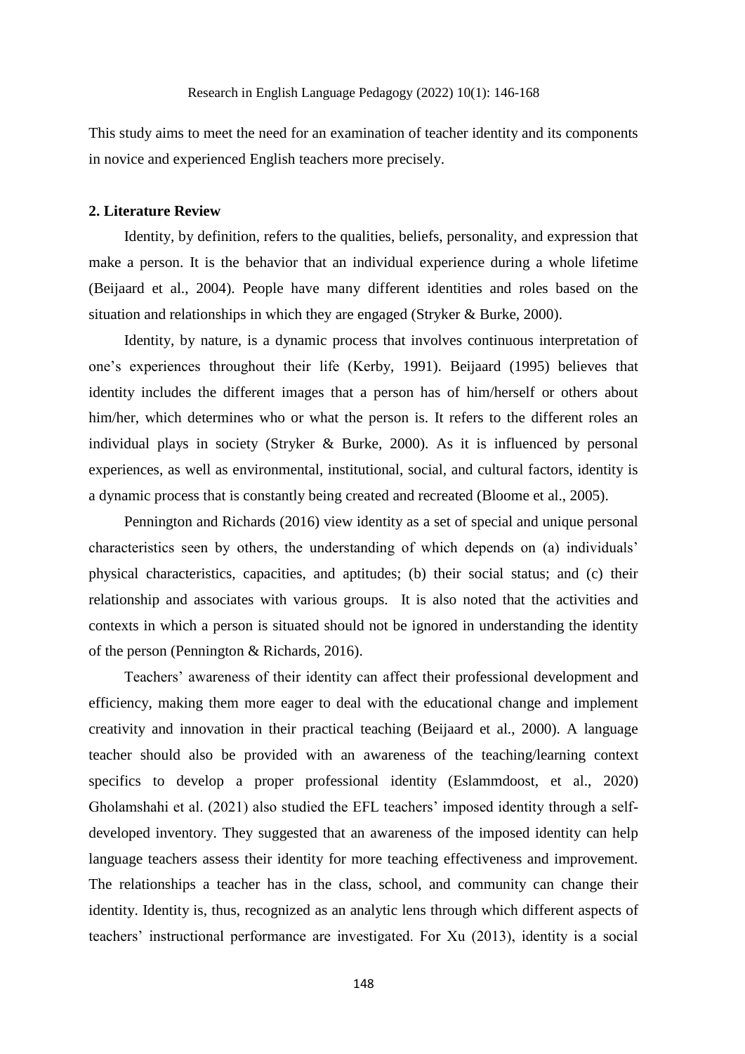This study aims to meet the need for an examination of teacher identity and its components in novice and experienced English teachers more precisely.

## 2. Literature Review

Identity, by definition, refers to the qualities, beliefs, personality, and expression that make a person. It is the behavior that an individual experience during a whole lifetime (Beijaard et al., 2004). People have many different identities and roles based on the situation and relationships in which they are engaged (Stryker & Burke, 2000).

Identity, by nature, is a dynamic process that involves continuous interpretation of one's experiences throughout their life (Kerby, 1991). Beijaard (1995) believes that identity includes the different images that a person has of him/herself or others about him/her, which determines who or what the person is. It refers to the different roles an individual plays in society (Stryker & Burke, 2000). As it is influenced by personal experiences, as well as environmental, institutional, social, and cultural factors, identity is a dynamic process that is constantly being created and recreated (Bloome et al., 2005).

Pennington and Richards (2016) view identity as a set of special and unique personal characteristics seen by others, the understanding of which depends on (a) individuals' physical characteristics, capacities, and aptitudes; (b) their social status; and (c) their relationship and associates with various groups. It is also noted that the activities and contexts in which a person is situated should not be ignored in understanding the identity of the person (Pennington & Richards, 2016).

Teachers' awareness of their identity can affect their professional development and efficiency, making them more eager to deal with the educational change and implement creativity and innovation in their practical teaching (Beijaard et al., 2000). A language teacher should also be provided with an awareness of the teaching/learning context specifics to develop a proper professional identity (Eslammdoost, et al., 2020) Gholamshahi et al. (2021) also studied the EFL teachers' imposed identity through a self-developed inventory. They suggested that an awareness of the imposed identity can help language teachers assess their identity for more teaching effectiveness and improvement. The relationships a teacher has in the class, school, and community can change their identity. Identity is, thus, recognized as an analytic lens through which different aspects of teachers' instructional performance are investigated. For Xu (2013), identity is a social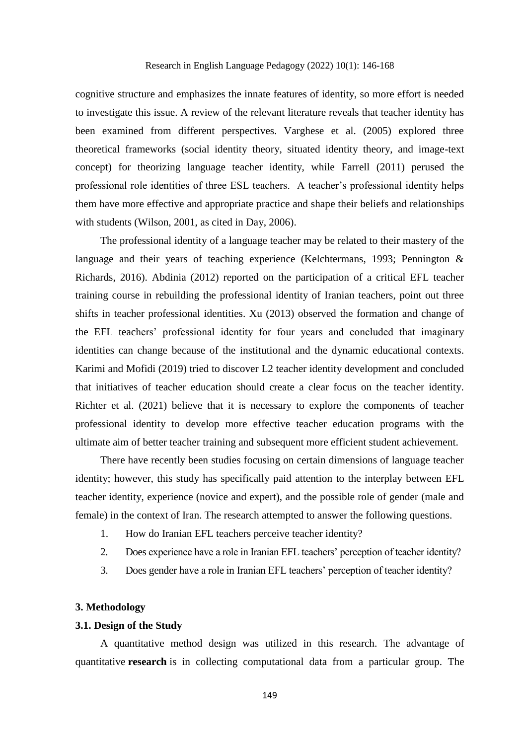cognitive structure and emphasizes the innate features of identity, so more effort is needed to investigate this issue. A review of the relevant literature reveals that teacher identity has been examined from different perspectives. Varghese et al. (2005) explored three theoretical frameworks (social identity theory, situated identity theory, and image-text concept) for theorizing language teacher identity, while Farrell (2011) perused the professional role identities of three ESL teachers. A teacher's professional identity helps them have more effective and appropriate practice and shape their beliefs and relationships with students (Wilson, 2001, as cited in Day, 2006).

The professional identity of a language teacher may be related to their mastery of the language and their years of teaching experience (Kelchtermans, 1993; Pennington & Richards, 2016). Abdinia (2012) reported on the participation of a critical EFL teacher training course in rebuilding the professional identity of Iranian teachers, point out three shifts in teacher professional identities. Xu (2013) observed the formation and change of the EFL teachers' professional identity for four years and concluded that imaginary identities can change because of the institutional and the dynamic educational contexts. Karimi and Mofidi (2019) tried to discover L2 teacher identity development and concluded that initiatives of teacher education should create a clear focus on the teacher identity. Richter et al. (2021) believe that it is necessary to explore the components of teacher professional identity to develop more effective teacher education programs with the ultimate aim of better teacher training and subsequent more efficient student achievement.

There have recently been studies focusing on certain dimensions of language teacher identity; however, this study has specifically paid attention to the interplay between EFL teacher identity, experience (novice and expert), and the possible role of gender (male and female) in the context of Iran. The research attempted to answer the following questions.

1. How do Iranian EFL teachers perceive teacher identity?
2. Does experience have a role in Iranian EFL teachers' perception of teacher identity?
3. Does gender have a role in Iranian EFL teachers' perception of teacher identity?

## 3. Methodology

### 3.1. Design of the Study

A quantitative method design was utilized in this research. The advantage of quantitative **research** is in collecting computational data from a particular group. The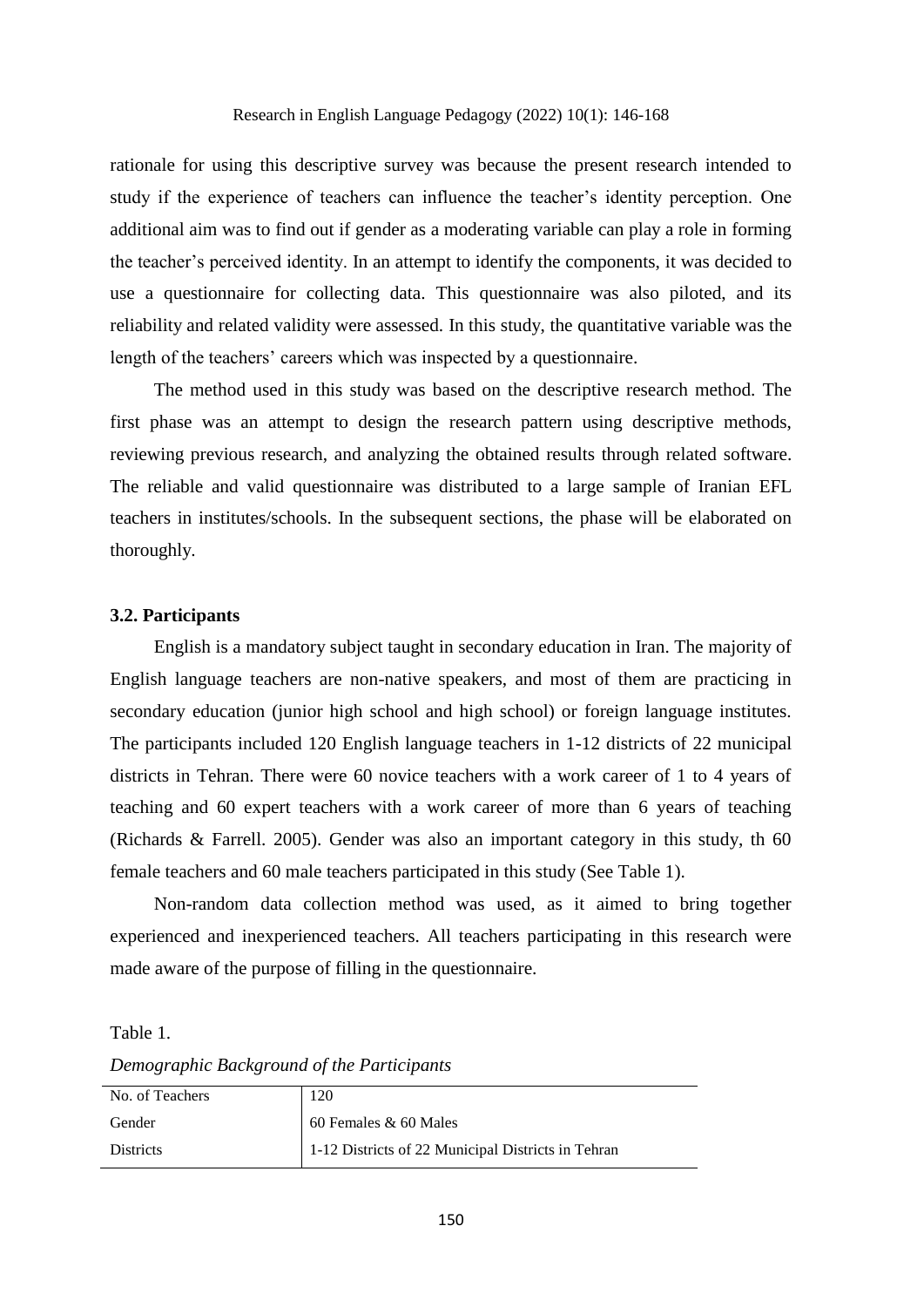rationale for using this descriptive survey was because the present research intended to study if the experience of teachers can influence the teacher's identity perception. One additional aim was to find out if gender as a moderating variable can play a role in forming the teacher's perceived identity. In an attempt to identify the components, it was decided to use a questionnaire for collecting data. This questionnaire was also piloted, and its reliability and related validity were assessed. In this study, the quantitative variable was the length of the teachers' careers which was inspected by a questionnaire.

The method used in this study was based on the descriptive research method. The first phase was an attempt to design the research pattern using descriptive methods, reviewing previous research, and analyzing the obtained results through related software. The reliable and valid questionnaire was distributed to a large sample of Iranian EFL teachers in institutes/schools. In the subsequent sections, the phase will be elaborated on thoroughly.

### 3.2. Participants

English is a mandatory subject taught in secondary education in Iran. The majority of English language teachers are non-native speakers, and most of them are practicing in secondary education (junior high school and high school) or foreign language institutes. The participants included 120 English language teachers in 1-12 districts of 22 municipal districts in Tehran. There were 60 novice teachers with a work career of 1 to 4 years of teaching and 60 expert teachers with a work career of more than 6 years of teaching (Richards & Farrell. 2005). Gender was also an important category in this study, th 60 female teachers and 60 male teachers participated in this study (See Table 1).

Non-random data collection method was used, as it aimed to bring together experienced and inexperienced teachers. All teachers participating in this research were made aware of the purpose of filling in the questionnaire.

Table 1.

*Demographic Background of the Participants*

| | |
|---|---|
| No. of Teachers | 120 |
| Gender | 60 Females & 60 Males |
| Districts | 1-12 Districts of 22 Municipal Districts in Tehran |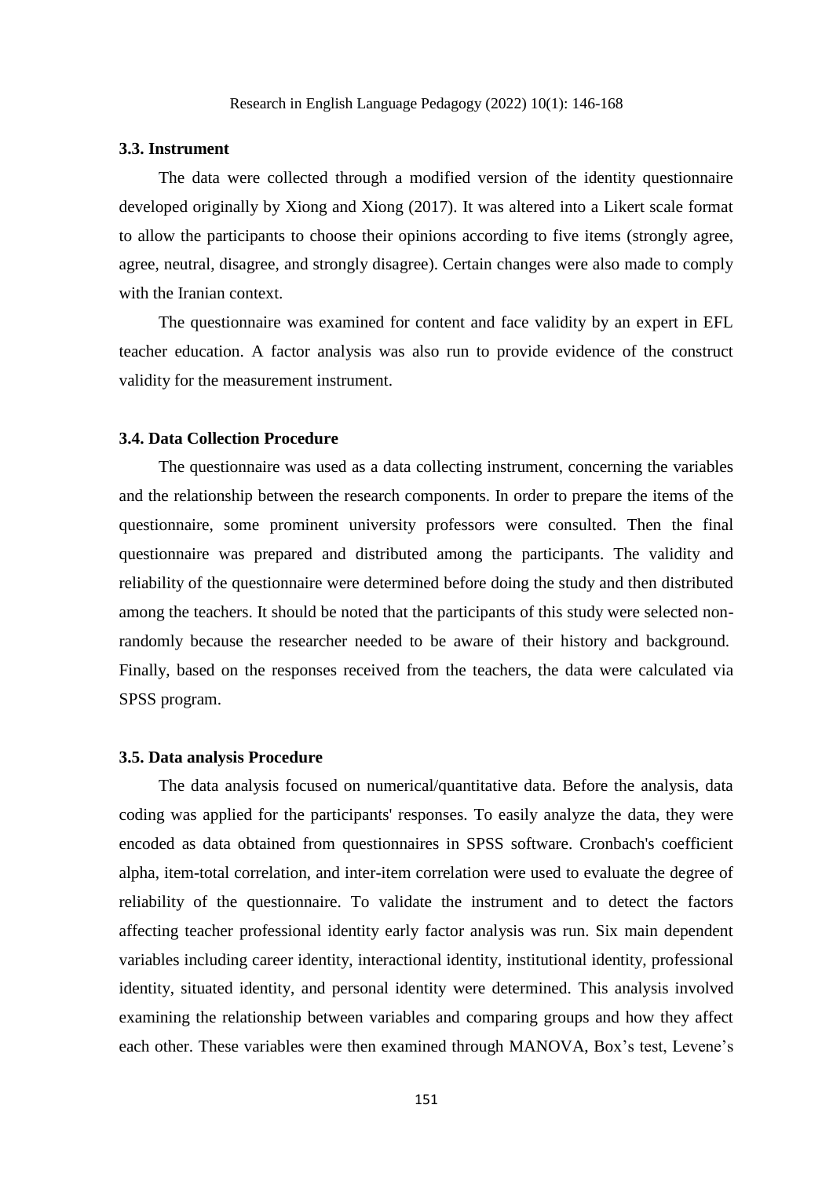### 3.3. Instrument

The data were collected through a modified version of the identity questionnaire developed originally by Xiong and Xiong (2017). It was altered into a Likert scale format to allow the participants to choose their opinions according to five items (strongly agree, agree, neutral, disagree, and strongly disagree). Certain changes were also made to comply with the Iranian context.

The questionnaire was examined for content and face validity by an expert in EFL teacher education. A factor analysis was also run to provide evidence of the construct validity for the measurement instrument.

### 3.4. Data Collection Procedure

The questionnaire was used as a data collecting instrument, concerning the variables and the relationship between the research components. In order to prepare the items of the questionnaire, some prominent university professors were consulted. Then the final questionnaire was prepared and distributed among the participants. The validity and reliability of the questionnaire were determined before doing the study and then distributed among the teachers. It should be noted that the participants of this study were selected non-randomly because the researcher needed to be aware of their history and background. Finally, based on the responses received from the teachers, the data were calculated via SPSS program.

### 3.5. Data analysis Procedure

The data analysis focused on numerical/quantitative data. Before the analysis, data coding was applied for the participants' responses. To easily analyze the data, they were encoded as data obtained from questionnaires in SPSS software. Cronbach's coefficient alpha, item-total correlation, and inter-item correlation were used to evaluate the degree of reliability of the questionnaire. To validate the instrument and to detect the factors affecting teacher professional identity early factor analysis was run. Six main dependent variables including career identity, interactional identity, institutional identity, professional identity, situated identity, and personal identity were determined. This analysis involved examining the relationship between variables and comparing groups and how they affect each other. These variables were then examined through MANOVA, Box's test, Levene's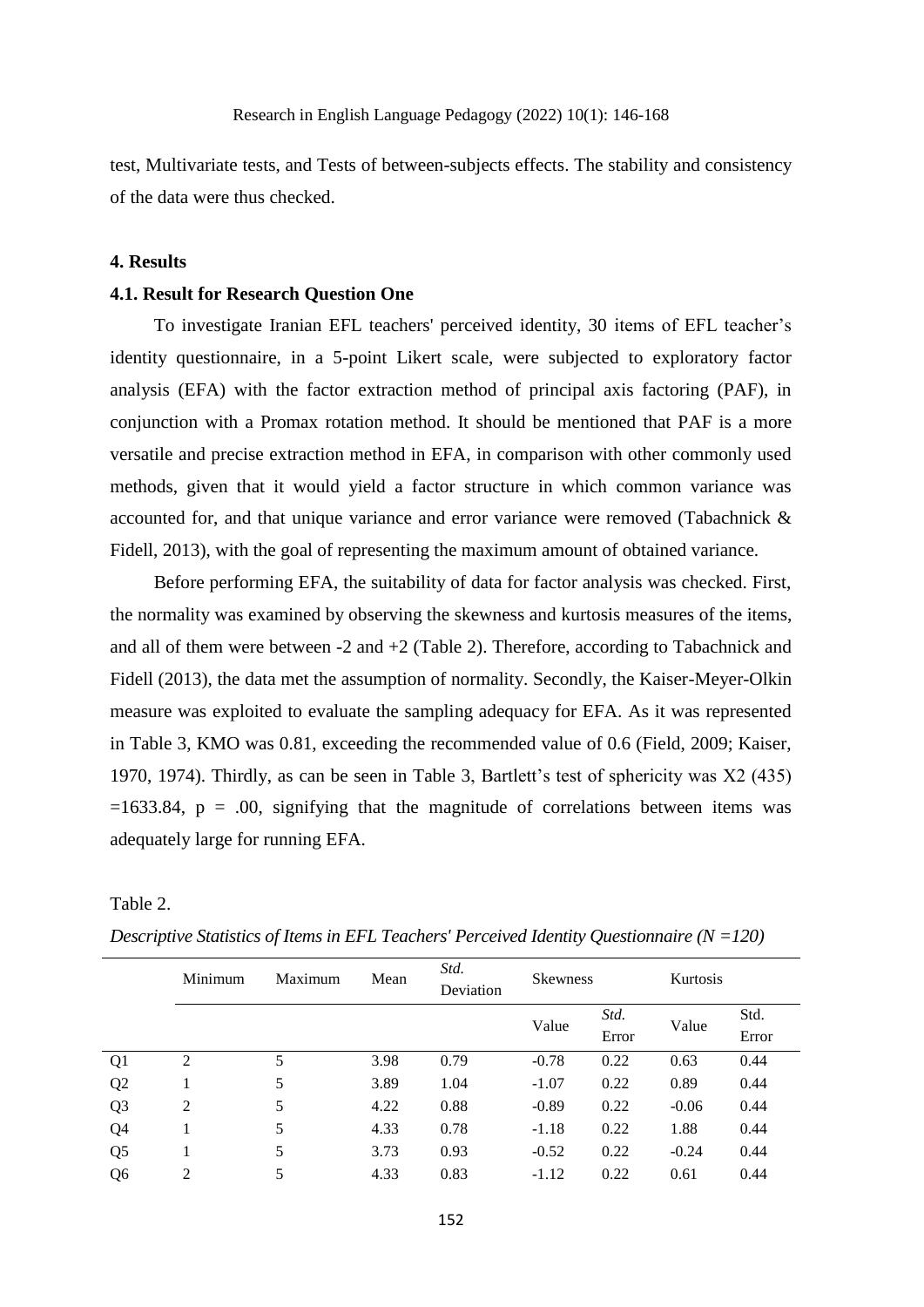test, Multivariate tests, and Tests of between-subjects effects. The stability and consistency of the data were thus checked.

## 4. Results

### 4.1. Result for Research Question One

To investigate Iranian EFL teachers' perceived identity, 30 items of EFL teacher's identity questionnaire, in a 5-point Likert scale, were subjected to exploratory factor analysis (EFA) with the factor extraction method of principal axis factoring (PAF), in conjunction with a Promax rotation method. It should be mentioned that PAF is a more versatile and precise extraction method in EFA, in comparison with other commonly used methods, given that it would yield a factor structure in which common variance was accounted for, and that unique variance and error variance were removed (Tabachnick & Fidell, 2013), with the goal of representing the maximum amount of obtained variance.

Before performing EFA, the suitability of data for factor analysis was checked. First, the normality was examined by observing the skewness and kurtosis measures of the items, and all of them were between -2 and +2 (Table 2). Therefore, according to Tabachnick and Fidell (2013), the data met the assumption of normality. Secondly, the Kaiser-Meyer-Olkin measure was exploited to evaluate the sampling adequacy for EFA. As it was represented in Table 3, KMO was 0.81, exceeding the recommended value of 0.6 (Field, 2009; Kaiser, 1970, 1974). Thirdly, as can be seen in Table 3, Bartlett's test of sphericity was $X2$ (435) =1633.84, $p$ = .00, signifying that the magnitude of correlations between items was adequately large for running EFA.

Table 2.

*Descriptive Statistics of Items in EFL Teachers' Perceived Identity Questionnaire (N =120)*

| | Minimum | Maximum | Mean | *Std.* Deviation | Skewness | | Kurtosis | |
|---|---|---|---|---|---|---|---|---|
| | | | | | Value | *Std.* Error | Value | Std. Error |
| Q1 | 2 | 5 | 3.98 | 0.79 | -0.78 | 0.22 | 0.63 | 0.44 |
| Q2 | 1 | 5 | 3.89 | 1.04 | -1.07 | 0.22 | 0.89 | 0.44 |
| Q3 | 2 | 5 | 4.22 | 0.88 | -0.89 | 0.22 | -0.06 | 0.44 |
| Q4 | 1 | 5 | 4.33 | 0.78 | -1.18 | 0.22 | 1.88 | 0.44 |
| Q5 | 1 | 5 | 3.73 | 0.93 | -0.52 | 0.22 | -0.24 | 0.44 |
| Q6 | 2 | 5 | 4.33 | 0.83 | -1.12 | 0.22 | 0.61 | 0.44 |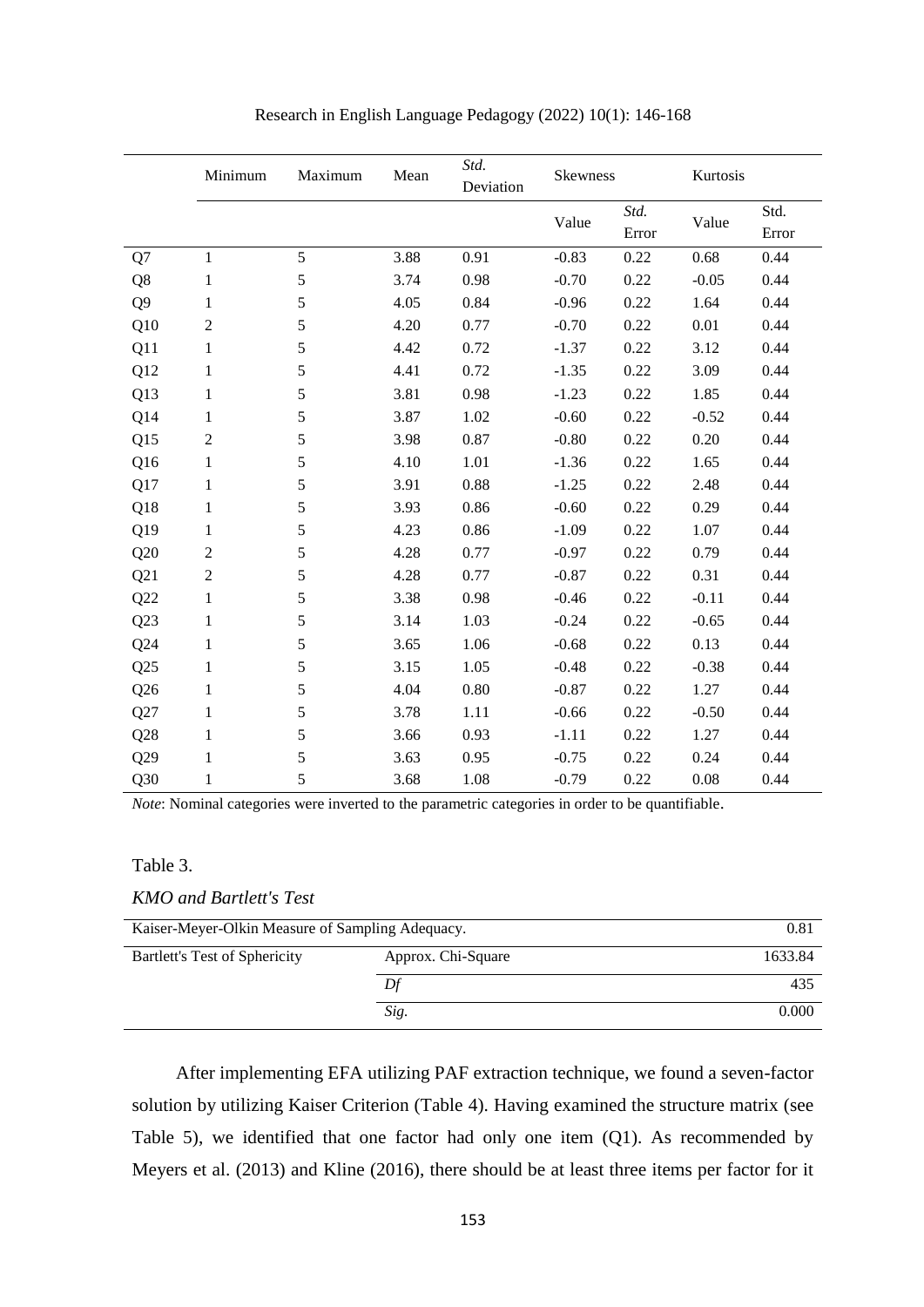| | Minimum | Maximum | Mean | *Std.* Deviation | Skewness | | Kurtosis | |
|---|---|---|---|---|---|---|---|---|
| | | | | | Value | *Std.* Error | Value | Std. Error |
| Q7 | 1 | 5 | 3.88 | 0.91 | -0.83 | 0.22 | 0.68 | 0.44 |
| Q8 | 1 | 5 | 3.74 | 0.98 | -0.70 | 0.22 | -0.05 | 0.44 |
| Q9 | 1 | 5 | 4.05 | 0.84 | -0.96 | 0.22 | 1.64 | 0.44 |
| Q10 | 2 | 5 | 4.20 | 0.77 | -0.70 | 0.22 | 0.01 | 0.44 |
| Q11 | 1 | 5 | 4.42 | 0.72 | -1.37 | 0.22 | 3.12 | 0.44 |
| Q12 | 1 | 5 | 4.41 | 0.72 | -1.35 | 0.22 | 3.09 | 0.44 |
| Q13 | 1 | 5 | 3.81 | 0.98 | -1.23 | 0.22 | 1.85 | 0.44 |
| Q14 | 1 | 5 | 3.87 | 1.02 | -0.60 | 0.22 | -0.52 | 0.44 |
| Q15 | 2 | 5 | 3.98 | 0.87 | -0.80 | 0.22 | 0.20 | 0.44 |
| Q16 | 1 | 5 | 4.10 | 1.01 | -1.36 | 0.22 | 1.65 | 0.44 |
| Q17 | 1 | 5 | 3.91 | 0.88 | -1.25 | 0.22 | 2.48 | 0.44 |
| Q18 | 1 | 5 | 3.93 | 0.86 | -0.60 | 0.22 | 0.29 | 0.44 |
| Q19 | 1 | 5 | 4.23 | 0.86 | -1.09 | 0.22 | 1.07 | 0.44 |
| Q20 | 2 | 5 | 4.28 | 0.77 | -0.97 | 0.22 | 0.79 | 0.44 |
| Q21 | 2 | 5 | 4.28 | 0.77 | -0.87 | 0.22 | 0.31 | 0.44 |
| Q22 | 1 | 5 | 3.38 | 0.98 | -0.46 | 0.22 | -0.11 | 0.44 |
| Q23 | 1 | 5 | 3.14 | 1.03 | -0.24 | 0.22 | -0.65 | 0.44 |
| Q24 | 1 | 5 | 3.65 | 1.06 | -0.68 | 0.22 | 0.13 | 0.44 |
| Q25 | 1 | 5 | 3.15 | 1.05 | -0.48 | 0.22 | -0.38 | 0.44 |
| Q26 | 1 | 5 | 4.04 | 0.80 | -0.87 | 0.22 | 1.27 | 0.44 |
| Q27 | 1 | 5 | 3.78 | 1.11 | -0.66 | 0.22 | -0.50 | 0.44 |
| Q28 | 1 | 5 | 3.66 | 0.93 | -1.11 | 0.22 | 1.27 | 0.44 |
| Q29 | 1 | 5 | 3.63 | 0.95 | -0.75 | 0.22 | 0.24 | 0.44 |
| Q30 | 1 | 5 | 3.68 | 1.08 | -0.79 | 0.22 | 0.08 | 0.44 |

*Note*: Nominal categories were inverted to the parametric categories in order to be quantifiable.

Table 3.

*KMO and Bartlett's Test*

| | | |
|---|---|---|
| Kaiser-Meyer-Olkin Measure of Sampling Adequacy. | | 0.81 |
| Bartlett's Test of Sphericity | Approx. Chi-Square | 1633.84 |
| | *Df* | 435 |
| | *Sig.* | 0.000 |

After implementing EFA utilizing PAF extraction technique, we found a seven-factor solution by utilizing Kaiser Criterion (Table 4). Having examined the structure matrix (see Table 5), we identified that one factor had only one item (Q1). As recommended by Meyers et al. (2013) and Kline (2016), there should be at least three items per factor for it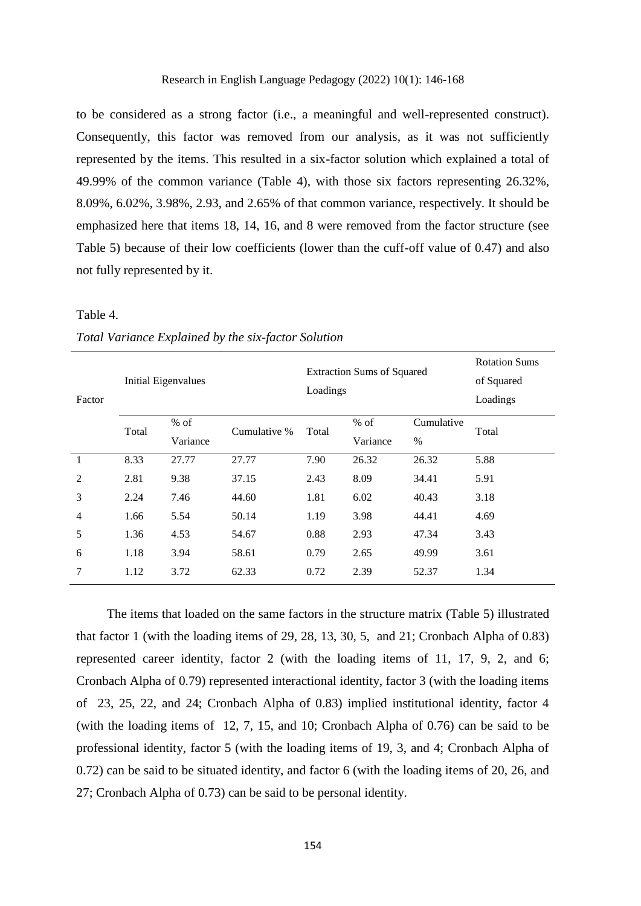to be considered as a strong factor (i.e., a meaningful and well-represented construct). Consequently, this factor was removed from our analysis, as it was not sufficiently represented by the items. This resulted in a six-factor solution which explained a total of 49.99% of the common variance (Table 4), with those six factors representing 26.32%, 8.09%, 6.02%, 3.98%, 2.93, and 2.65% of that common variance, respectively. It should be emphasized here that items 18, 14, 16, and 8 were removed from the factor structure (see Table 5) because of their low coefficients (lower than the cuff-off value of 0.47) and also not fully represented by it.

Table 4.

*Total Variance Explained by the six-factor Solution*

| Factor | Initial Eigenvalues | | | Extraction Sums of Squared Loadings | | | Rotation Sums of Squared Loadings |
|---|---|---|---|---|---|---|---|
| | Total | % of Variance | Cumulative % | Total | % of Variance | Cumulative % | Total |
| 1 | 8.33 | 27.77 | 27.77 | 7.90 | 26.32 | 26.32 | 5.88 |
| 2 | 2.81 | 9.38 | 37.15 | 2.43 | 8.09 | 34.41 | 5.91 |
| 3 | 2.24 | 7.46 | 44.60 | 1.81 | 6.02 | 40.43 | 3.18 |
| 4 | 1.66 | 5.54 | 50.14 | 1.19 | 3.98 | 44.41 | 4.69 |
| 5 | 1.36 | 4.53 | 54.67 | 0.88 | 2.93 | 47.34 | 3.43 |
| 6 | 1.18 | 3.94 | 58.61 | 0.79 | 2.65 | 49.99 | 3.61 |
| 7 | 1.12 | 3.72 | 62.33 | 0.72 | 2.39 | 52.37 | 1.34 |

The items that loaded on the same factors in the structure matrix (Table 5) illustrated that factor 1 (with the loading items of 29, 28, 13, 30, 5, and 21; Cronbach Alpha of 0.83) represented career identity, factor 2 (with the loading items of 11, 17, 9, 2, and 6; Cronbach Alpha of 0.79) represented interactional identity, factor 3 (with the loading items of 23, 25, 22, and 24; Cronbach Alpha of 0.83) implied institutional identity, factor 4 (with the loading items of 12, 7, 15, and 10; Cronbach Alpha of 0.76) can be said to be professional identity, factor 5 (with the loading items of 19, 3, and 4; Cronbach Alpha of 0.72) can be said to be situated identity, and factor 6 (with the loading items of 20, 26, and 27; Cronbach Alpha of 0.73) can be said to be personal identity.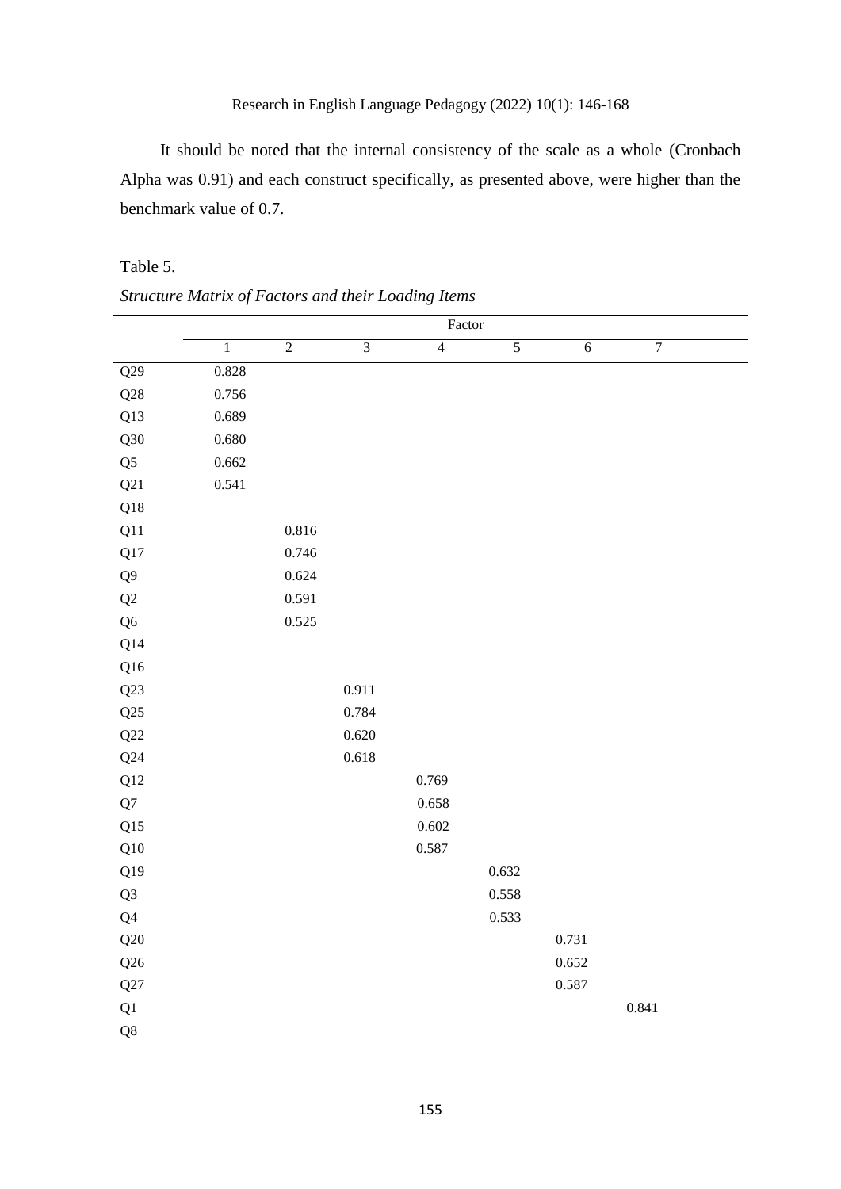It should be noted that the internal consistency of the scale as a whole (Cronbach Alpha was 0.91) and each construct specifically, as presented above, were higher than the benchmark value of 0.7.

Table 5.

*Structure Matrix of Factors and their Loading Items*

| | Factor | | | | | | |
|---|---|---|---|---|---|---|---|
| | 1 | 2 | 3 | 4 | 5 | 6 | 7 |
| Q29 | 0.828 | | | | | | |
| Q28 | 0.756 | | | | | | |
| Q13 | 0.689 | | | | | | |
| Q30 | 0.680 | | | | | | |
| Q5 | 0.662 | | | | | | |
| Q21 | 0.541 | | | | | | |
| Q18 | | | | | | | |
| Q11 | | 0.816 | | | | | |
| Q17 | | 0.746 | | | | | |
| Q9 | | 0.624 | | | | | |
| Q2 | | 0.591 | | | | | |
| Q6 | | 0.525 | | | | | |
| Q14 | | | | | | | |
| Q16 | | | | | | | |
| Q23 | | | 0.911 | | | | |
| Q25 | | | 0.784 | | | | |
| Q22 | | | 0.620 | | | | |
| Q24 | | | 0.618 | | | | |
| Q12 | | | | 0.769 | | | |
| Q7 | | | | 0.658 | | | |
| Q15 | | | | 0.602 | | | |
| Q10 | | | | 0.587 | | | |
| Q19 | | | | | 0.632 | | |
| Q3 | | | | | 0.558 | | |
| Q4 | | | | | 0.533 | | |
| Q20 | | | | | | 0.731 | |
| Q26 | | | | | | 0.652 | |
| Q27 | | | | | | 0.587 | |
| Q1 | | | | | | | 0.841 |
| Q8 | | | | | | | |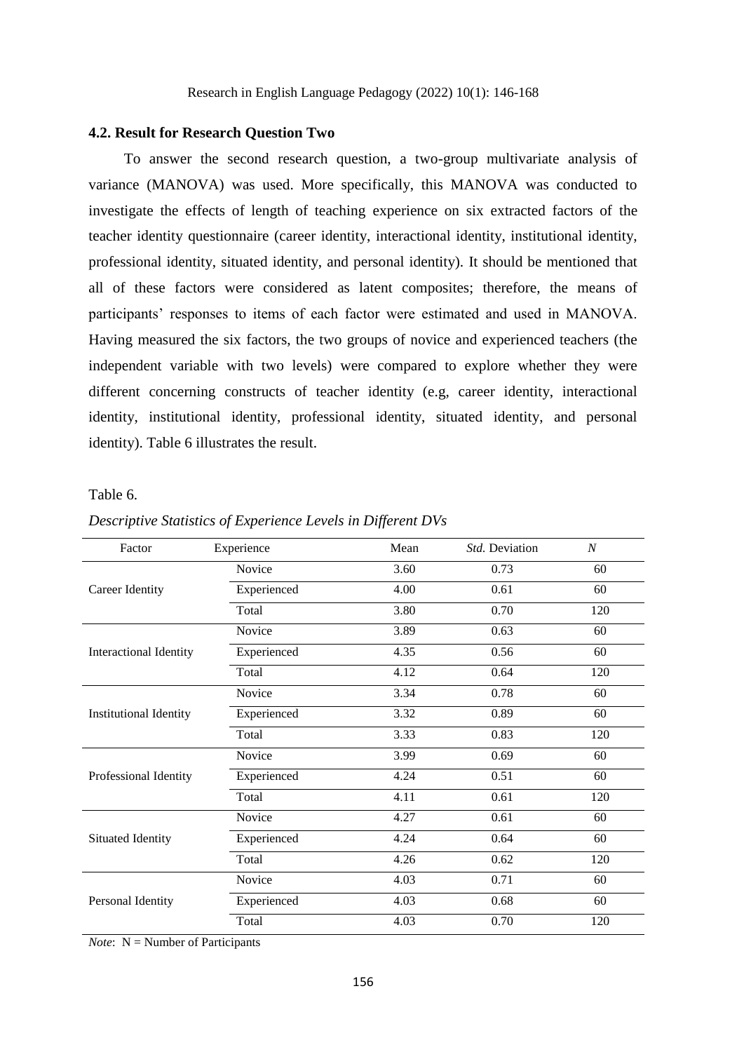### 4.2. Result for Research Question Two

To answer the second research question, a two-group multivariate analysis of variance (MANOVA) was used. More specifically, this MANOVA was conducted to investigate the effects of length of teaching experience on six extracted factors of the teacher identity questionnaire (career identity, interactional identity, institutional identity, professional identity, situated identity, and personal identity). It should be mentioned that all of these factors were considered as latent composites; therefore, the means of participants' responses to items of each factor were estimated and used in MANOVA. Having measured the six factors, the two groups of novice and experienced teachers (the independent variable with two levels) were compared to explore whether they were different concerning constructs of teacher identity (e.g, career identity, interactional identity, institutional identity, professional identity, situated identity, and personal identity). Table 6 illustrates the result.

Table 6.

*Descriptive Statistics of Experience Levels in Different DVs*

| Factor | Experience | Mean | *Std.* Deviation | *N* |
|---|---|---|---|---|
| Career Identity | Novice | 3.60 | 0.73 | 60 |
| | Experienced | 4.00 | 0.61 | 60 |
| | Total | 3.80 | 0.70 | 120 |
| Interactional Identity | Novice | 3.89 | 0.63 | 60 |
| | Experienced | 4.35 | 0.56 | 60 |
| | Total | 4.12 | 0.64 | 120 |
| Institutional Identity | Novice | 3.34 | 0.78 | 60 |
| | Experienced | 3.32 | 0.89 | 60 |
| | Total | 3.33 | 0.83 | 120 |
| Professional Identity | Novice | 3.99 | 0.69 | 60 |
| | Experienced | 4.24 | 0.51 | 60 |
| | Total | 4.11 | 0.61 | 120 |
| Situated Identity | Novice | 4.27 | 0.61 | 60 |
| | Experienced | 4.24 | 0.64 | 60 |
| | Total | 4.26 | 0.62 | 120 |
| Personal Identity | Novice | 4.03 | 0.71 | 60 |
| | Experienced | 4.03 | 0.68 | 60 |
| | Total | 4.03 | 0.70 | 120 |

*Note*: N = Number of Participants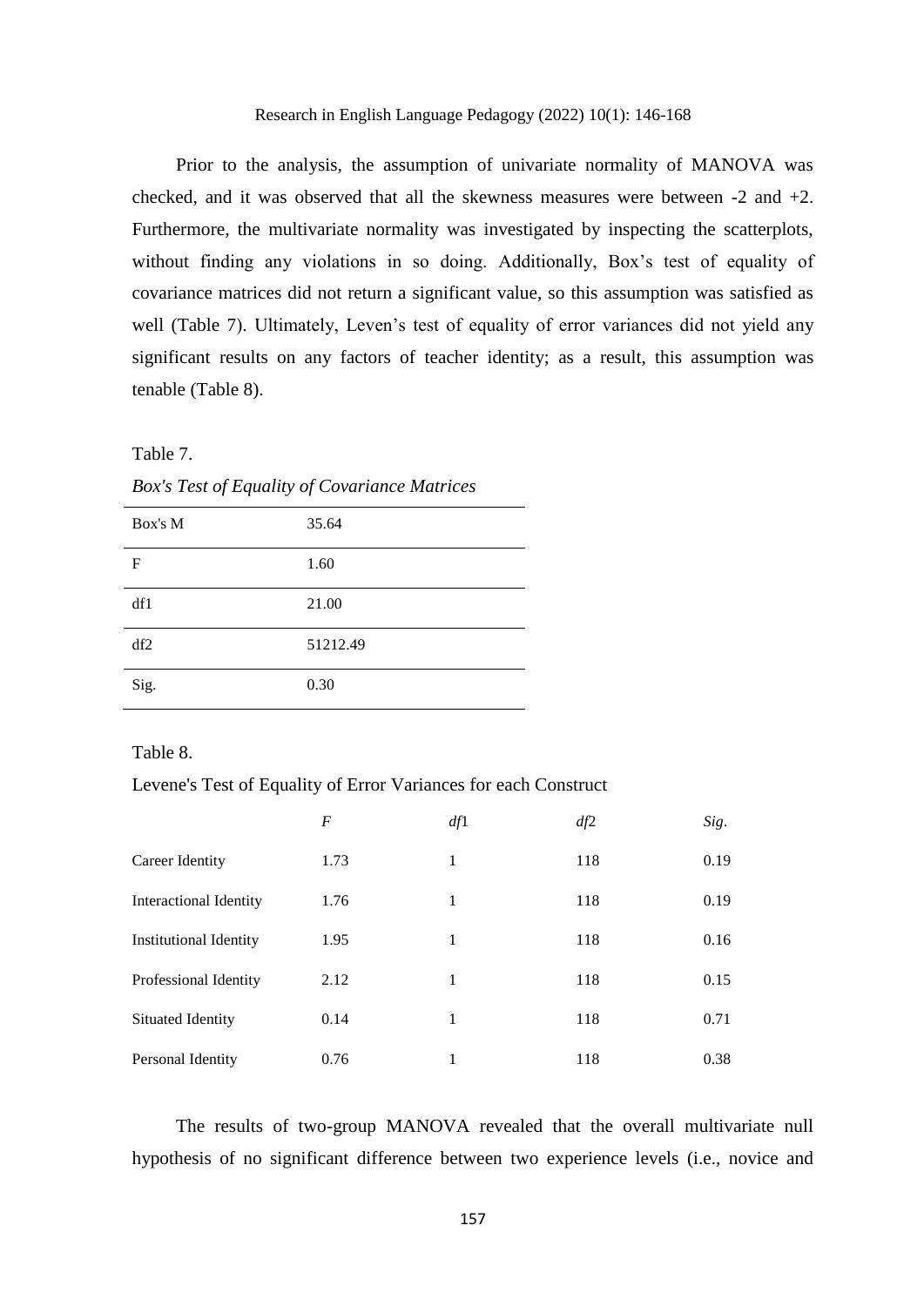Prior to the analysis, the assumption of univariate normality of MANOVA was checked, and it was observed that all the skewness measures were between -2 and +2. Furthermore, the multivariate normality was investigated by inspecting the scatterplots, without finding any violations in so doing. Additionally, Box's test of equality of covariance matrices did not return a significant value, so this assumption was satisfied as well (Table 7). Ultimately, Leven's test of equality of error variances did not yield any significant results on any factors of teacher identity; as a result, this assumption was tenable (Table 8).

Table 7.

*Box's Test of Equality of Covariance Matrices*

| | |
|---|---|
| Box's M | 35.64 |
| F | 1.60 |
| df1 | 21.00 |
| df2 | 51212.49 |
| Sig. | 0.30 |

Table 8.

Levene's Test of Equality of Error Variances for each Construct

| | *F* | *df*1 | *df*2 | *Sig*. |
|---|---|---|---|---|
| Career Identity | 1.73 | 1 | 118 | 0.19 |
| Interactional Identity | 1.76 | 1 | 118 | 0.19 |
| Institutional Identity | 1.95 | 1 | 118 | 0.16 |
| Professional Identity | 2.12 | 1 | 118 | 0.15 |
| Situated Identity | 0.14 | 1 | 118 | 0.71 |
| Personal Identity | 0.76 | 1 | 118 | 0.38 |

The results of two-group MANOVA revealed that the overall multivariate null hypothesis of no significant difference between two experience levels (i.e., novice and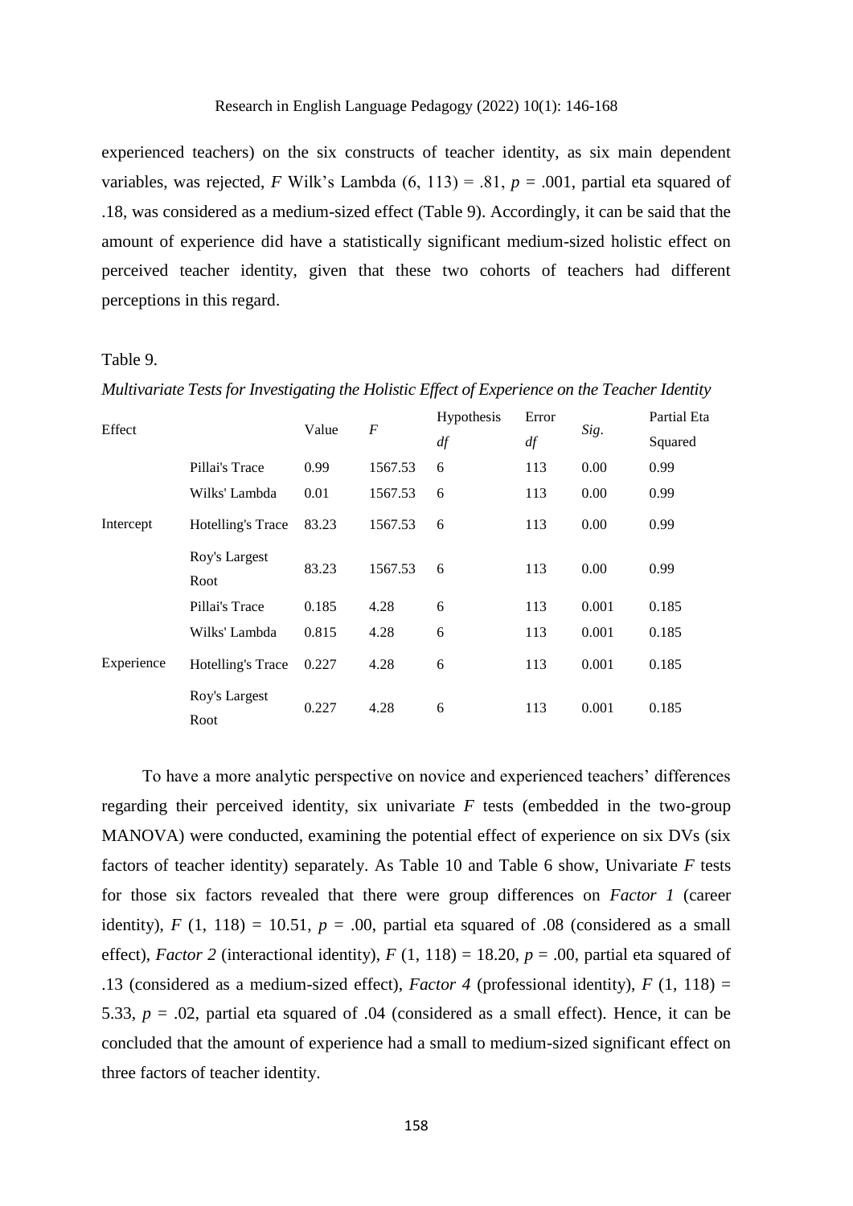experienced teachers) on the six constructs of teacher identity, as six main dependent variables, was rejected, $F$ Wilk's Lambda $(6, 113) = .81$, $p = .001$, partial eta squared of .18, was considered as a medium-sized effect (Table 9). Accordingly, it can be said that the amount of experience did have a statistically significant medium-sized holistic effect on perceived teacher identity, given that these two cohorts of teachers had different perceptions in this regard.

Table 9.

*Multivariate Tests for Investigating the Holistic Effect of Experience on the Teacher Identity*

| Effect | | Value | $F$ | Hypothesis *df* | Error *df* | *Sig.* | Partial Eta Squared |
|---|---|---|---|---|---|---|---|
| Intercept | Pillai's Trace | 0.99 | 1567.53 | 6 | 113 | 0.00 | 0.99 |
| | Wilks' Lambda | 0.01 | 1567.53 | 6 | 113 | 0.00 | 0.99 |
| | Hotelling's Trace | 83.23 | 1567.53 | 6 | 113 | 0.00 | 0.99 |
| | Roy's Largest Root | 83.23 | 1567.53 | 6 | 113 | 0.00 | 0.99 |
| Experience | Pillai's Trace | 0.185 | 4.28 | 6 | 113 | 0.001 | 0.185 |
| | Wilks' Lambda | 0.815 | 4.28 | 6 | 113 | 0.001 | 0.185 |
| | Hotelling's Trace | 0.227 | 4.28 | 6 | 113 | 0.001 | 0.185 |
| | Roy's Largest Root | 0.227 | 4.28 | 6 | 113 | 0.001 | 0.185 |

To have a more analytic perspective on novice and experienced teachers' differences regarding their perceived identity, six univariate $F$ tests (embedded in the two-group MANOVA) were conducted, examining the potential effect of experience on six DVs (six factors of teacher identity) separately. As Table 10 and Table 6 show, Univariate $F$ tests for those six factors revealed that there were group differences on *Factor 1* (career identity), $F(1, 118) = 10.51$, $p = .00$, partial eta squared of .08 (considered as a small effect), *Factor 2* (interactional identity), $F(1, 118) = 18.20$, $p = .00$, partial eta squared of .13 (considered as a medium-sized effect), *Factor 4* (professional identity), $F(1, 118) = 5.33$, $p = .02$, partial eta squared of .04 (considered as a small effect). Hence, it can be concluded that the amount of experience had a small to medium-sized significant effect on three factors of teacher identity.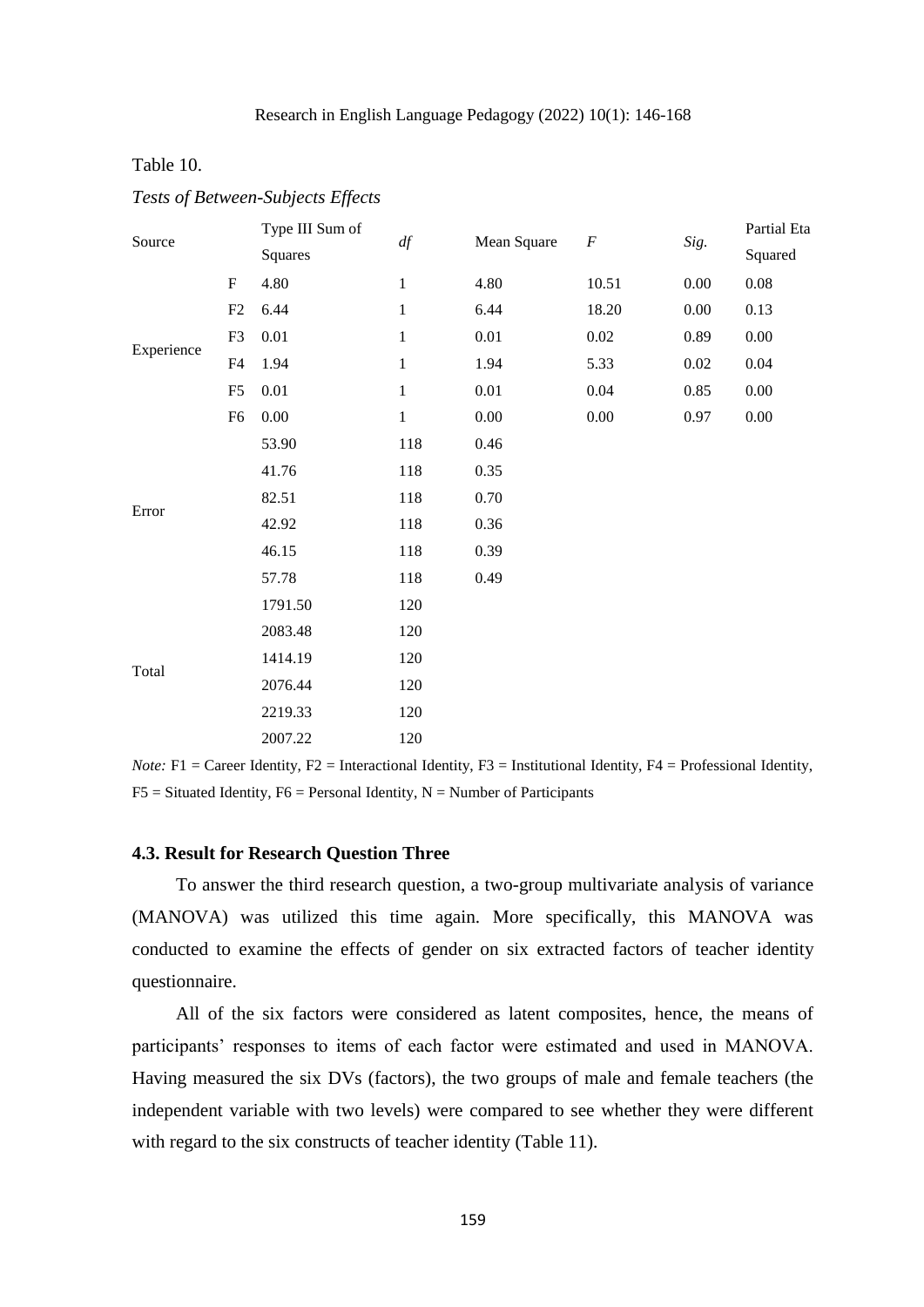Table 10.

*Tests of Between-Subjects Effects*

| Source | | Type III Sum of Squares | *df* | Mean Square | *F* | *Sig.* | Partial Eta Squared |
|---|---|---|---|---|---|---|---|
| Experience | F | 4.80 | 1 | 4.80 | 10.51 | 0.00 | 0.08 |
| | F2 | 6.44 | 1 | 6.44 | 18.20 | 0.00 | 0.13 |
| | F3 | 0.01 | 1 | 0.01 | 0.02 | 0.89 | 0.00 |
| | F4 | 1.94 | 1 | 1.94 | 5.33 | 0.02 | 0.04 |
| | F5 | 0.01 | 1 | 0.01 | 0.04 | 0.85 | 0.00 |
| | F6 | 0.00 | 1 | 0.00 | 0.00 | 0.97 | 0.00 |
| Error | | 53.90 | 118 | 0.46 | | | |
| | | 41.76 | 118 | 0.35 | | | |
| | | 82.51 | 118 | 0.70 | | | |
| | | 42.92 | 118 | 0.36 | | | |
| | | 46.15 | 118 | 0.39 | | | |
| | | 57.78 | 118 | 0.49 | | | |
| Total | | 1791.50 | 120 | | | | |
| | | 2083.48 | 120 | | | | |
| | | 1414.19 | 120 | | | | |
| | | 2076.44 | 120 | | | | |
| | | 2219.33 | 120 | | | | |
| | | 2007.22 | 120 | | | | |

*Note:* F1 = Career Identity, F2 = Interactional Identity, F3 = Institutional Identity, F4 = Professional Identity, F5 = Situated Identity, F6 = Personal Identity, N = Number of Participants

### 4.3. Result for Research Question Three

To answer the third research question, a two-group multivariate analysis of variance (MANOVA) was utilized this time again. More specifically, this MANOVA was conducted to examine the effects of gender on six extracted factors of teacher identity questionnaire.

All of the six factors were considered as latent composites, hence, the means of participants' responses to items of each factor were estimated and used in MANOVA. Having measured the six DVs (factors), the two groups of male and female teachers (the independent variable with two levels) were compared to see whether they were different with regard to the six constructs of teacher identity (Table 11).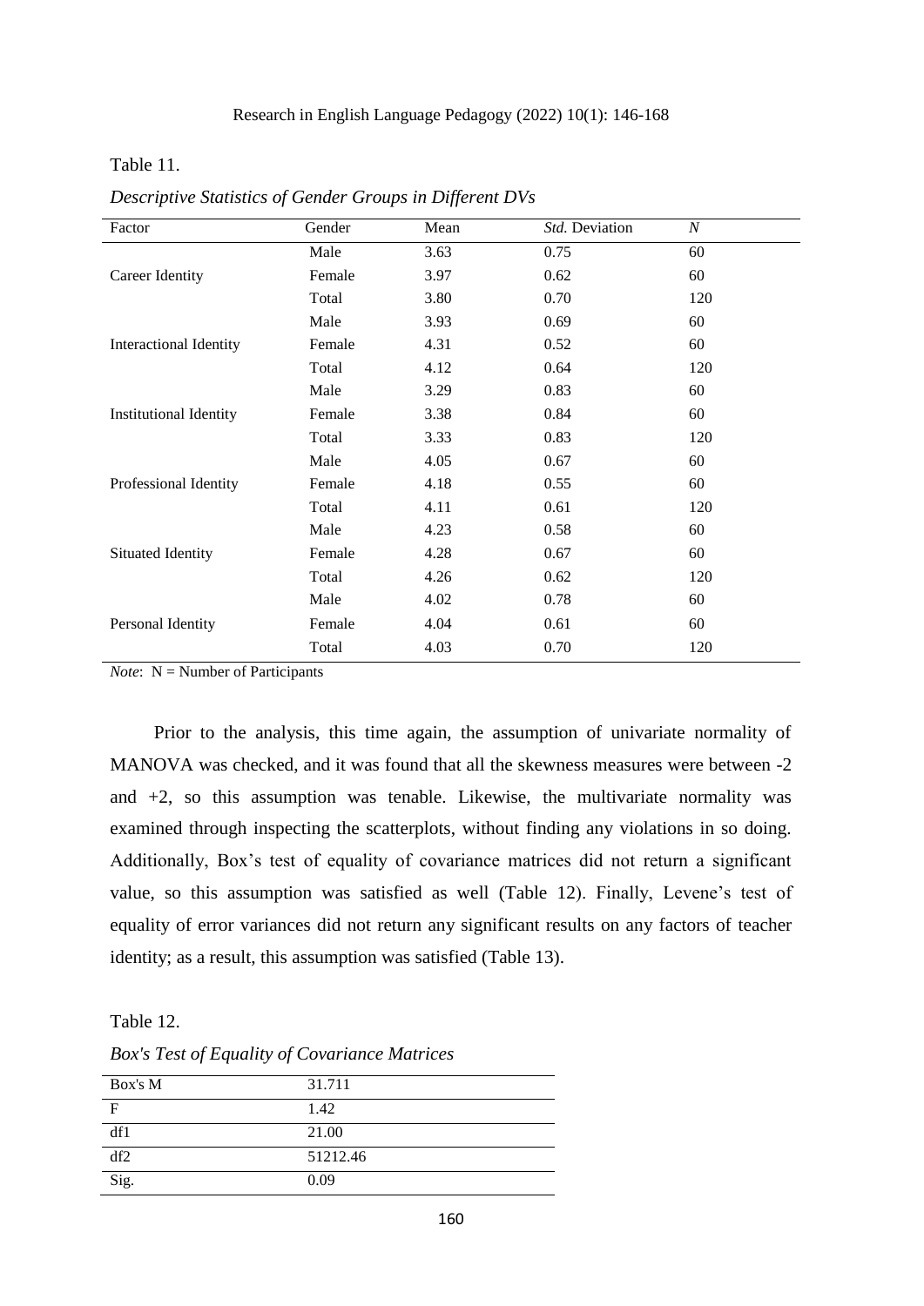Table 11.

*Descriptive Statistics of Gender Groups in Different DVs*

| Factor | Gender | Mean | *Std.* Deviation | *N* |
|---|---|---|---|---|
| | Male | 3.63 | 0.75 | 60 |
| Career Identity | Female | 3.97 | 0.62 | 60 |
| | Total | 3.80 | 0.70 | 120 |
| | Male | 3.93 | 0.69 | 60 |
| Interactional Identity | Female | 4.31 | 0.52 | 60 |
| | Total | 4.12 | 0.64 | 120 |
| | Male | 3.29 | 0.83 | 60 |
| Institutional Identity | Female | 3.38 | 0.84 | 60 |
| | Total | 3.33 | 0.83 | 120 |
| | Male | 4.05 | 0.67 | 60 |
| Professional Identity | Female | 4.18 | 0.55 | 60 |
| | Total | 4.11 | 0.61 | 120 |
| | Male | 4.23 | 0.58 | 60 |
| Situated Identity | Female | 4.28 | 0.67 | 60 |
| | Total | 4.26 | 0.62 | 120 |
| | Male | 4.02 | 0.78 | 60 |
| Personal Identity | Female | 4.04 | 0.61 | 60 |
| | Total | 4.03 | 0.70 | 120 |

*Note*: N = Number of Participants

Prior to the analysis, this time again, the assumption of univariate normality of MANOVA was checked, and it was found that all the skewness measures were between -2 and +2, so this assumption was tenable. Likewise, the multivariate normality was examined through inspecting the scatterplots, without finding any violations in so doing. Additionally, Box's test of equality of covariance matrices did not return a significant value, so this assumption was satisfied as well (Table 12). Finally, Levene's test of equality of error variances did not return any significant results on any factors of teacher identity; as a result, this assumption was satisfied (Table 13).

Table 12.

*Box's Test of Equality of Covariance Matrices*

| | |
|---|---|
| Box's M | 31.711 |
| F | 1.42 |
| df1 | 21.00 |
| df2 | 51212.46 |
| Sig. | 0.09 |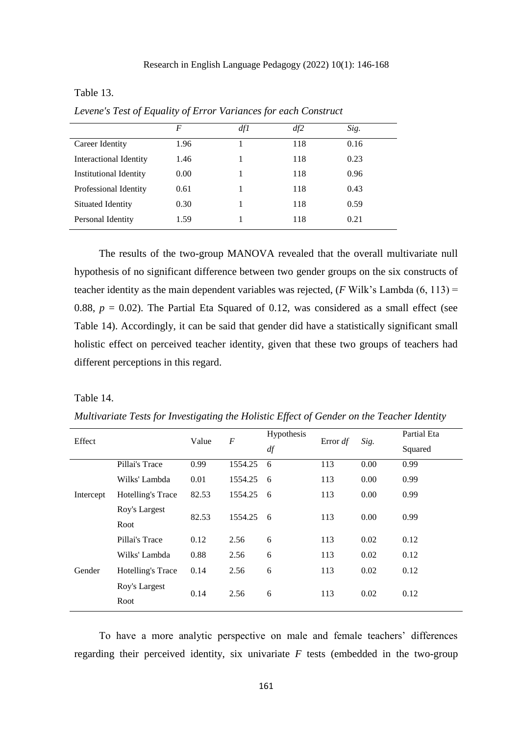Table 13.

*Levene's Test of Equality of Error Variances for each Construct*

| | *F* | *df1* | *df2* | *Sig.* |
|---|---|---|---|---|
| Career Identity | 1.96 | 1 | 118 | 0.16 |
| Interactional Identity | 1.46 | 1 | 118 | 0.23 |
| Institutional Identity | 0.00 | 1 | 118 | 0.96 |
| Professional Identity | 0.61 | 1 | 118 | 0.43 |
| Situated Identity | 0.30 | 1 | 118 | 0.59 |
| Personal Identity | 1.59 | 1 | 118 | 0.21 |

The results of the two-group MANOVA revealed that the overall multivariate null hypothesis of no significant difference between two gender groups on the six constructs of teacher identity as the main dependent variables was rejected, (*F* Wilk's Lambda $(6, 113) = 0.88$, $p = 0.02$). The Partial Eta Squared of 0.12, was considered as a small effect (see Table 14). Accordingly, it can be said that gender did have a statistically significant small holistic effect on perceived teacher identity, given that these two groups of teachers had different perceptions in this regard.

Table 14.

*Multivariate Tests for Investigating the Holistic Effect of Gender on the Teacher Identity*

| Effect | | Value | *F* | Hypothesis *df* | Error *df* | *Sig.* | Partial Eta Squared |
|---|---|---|---|---|---|---|---|
| Intercept | Pillai's Trace | 0.99 | 1554.25 | 6 | 113 | 0.00 | 0.99 |
| | Wilks' Lambda | 0.01 | 1554.25 | 6 | 113 | 0.00 | 0.99 |
| | Hotelling's Trace | 82.53 | 1554.25 | 6 | 113 | 0.00 | 0.99 |
| | Roy's Largest Root | 82.53 | 1554.25 | 6 | 113 | 0.00 | 0.99 |
| Gender | Pillai's Trace | 0.12 | 2.56 | 6 | 113 | 0.02 | 0.12 |
| | Wilks' Lambda | 0.88 | 2.56 | 6 | 113 | 0.02 | 0.12 |
| | Hotelling's Trace | 0.14 | 2.56 | 6 | 113 | 0.02 | 0.12 |
| | Roy's Largest Root | 0.14 | 2.56 | 6 | 113 | 0.02 | 0.12 |

To have a more analytic perspective on male and female teachers' differences regarding their perceived identity, six univariate *F* tests (embedded in the two-group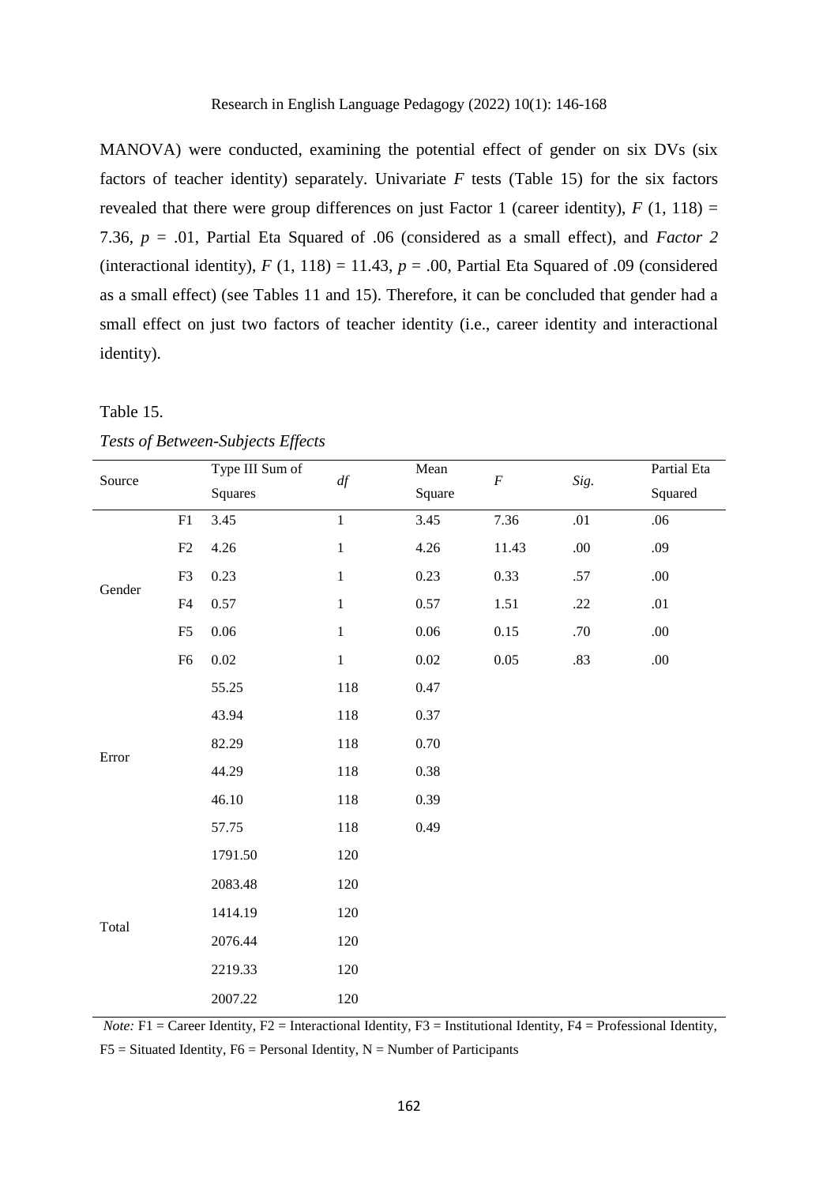MANOVA) were conducted, examining the potential effect of gender on six DVs (six factors of teacher identity) separately. Univariate $F$ tests (Table 15) for the six factors revealed that there were group differences on just Factor 1 (career identity), $F$ (1, 118) = 7.36, $p$ = .01, Partial Eta Squared of .06 (considered as a small effect), and *Factor 2* (interactional identity), $F$ (1, 118) = 11.43, $p$ = .00, Partial Eta Squared of .09 (considered as a small effect) (see Tables 11 and 15). Therefore, it can be concluded that gender had a small effect on just two factors of teacher identity (i.e., career identity and interactional identity).

Table 15.

*Tests of Between-Subjects Effects*

| Source | | Type III Sum of Squares | *df* | Mean Square | *F* | *Sig.* | Partial Eta Squared |
|---|---|---|---|---|---|---|---|
| Gender | F1 | 3.45 | 1 | 3.45 | 7.36 | .01 | .06 |
| | F2 | 4.26 | 1 | 4.26 | 11.43 | .00 | .09 |
| | F3 | 0.23 | 1 | 0.23 | 0.33 | .57 | .00 |
| | F4 | 0.57 | 1 | 0.57 | 1.51 | .22 | .01 |
| | F5 | 0.06 | 1 | 0.06 | 0.15 | .70 | .00 |
| | F6 | 0.02 | 1 | 0.02 | 0.05 | .83 | .00 |
| Error | | 55.25 | 118 | 0.47 | | | |
| | | 43.94 | 118 | 0.37 | | | |
| | | 82.29 | 118 | 0.70 | | | |
| | | 44.29 | 118 | 0.38 | | | |
| | | 46.10 | 118 | 0.39 | | | |
| | | 57.75 | 118 | 0.49 | | | |
| Total | | 1791.50 | 120 | | | | |
| | | 2083.48 | 120 | | | | |
| | | 1414.19 | 120 | | | | |
| | | 2076.44 | 120 | | | | |
| | | 2219.33 | 120 | | | | |
| | | 2007.22 | 120 | | | | |

*Note:* F1 = Career Identity, F2 = Interactional Identity, F3 = Institutional Identity, F4 = Professional Identity, F5 = Situated Identity, F6 = Personal Identity, N = Number of Participants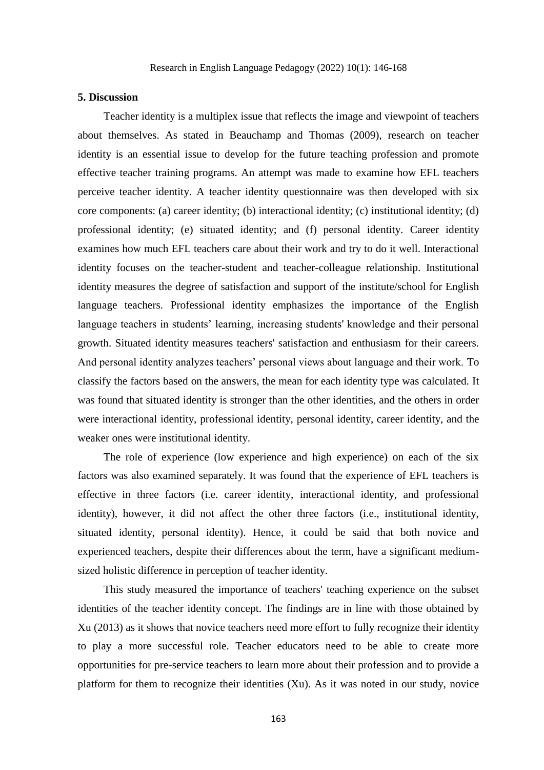## 5. Discussion

Teacher identity is a multiplex issue that reflects the image and viewpoint of teachers about themselves. As stated in Beauchamp and Thomas (2009), research on teacher identity is an essential issue to develop for the future teaching profession and promote effective teacher training programs. An attempt was made to examine how EFL teachers perceive teacher identity. A teacher identity questionnaire was then developed with six core components: (a) career identity; (b) interactional identity; (c) institutional identity; (d) professional identity; (e) situated identity; and (f) personal identity. Career identity examines how much EFL teachers care about their work and try to do it well. Interactional identity focuses on the teacher-student and teacher-colleague relationship. Institutional identity measures the degree of satisfaction and support of the institute/school for English language teachers. Professional identity emphasizes the importance of the English language teachers in students' learning, increasing students' knowledge and their personal growth. Situated identity measures teachers' satisfaction and enthusiasm for their careers. And personal identity analyzes teachers' personal views about language and their work. To classify the factors based on the answers, the mean for each identity type was calculated. It was found that situated identity is stronger than the other identities, and the others in order were interactional identity, professional identity, personal identity, career identity, and the weaker ones were institutional identity.

The role of experience (low experience and high experience) on each of the six factors was also examined separately. It was found that the experience of EFL teachers is effective in three factors (i.e. career identity, interactional identity, and professional identity), however, it did not affect the other three factors (i.e., institutional identity, situated identity, personal identity). Hence, it could be said that both novice and experienced teachers, despite their differences about the term, have a significant medium-sized holistic difference in perception of teacher identity.

This study measured the importance of teachers' teaching experience on the subset identities of the teacher identity concept. The findings are in line with those obtained by Xu (2013) as it shows that novice teachers need more effort to fully recognize their identity to play a more successful role. Teacher educators need to be able to create more opportunities for pre-service teachers to learn more about their profession and to provide a platform for them to recognize their identities (Xu). As it was noted in our study, novice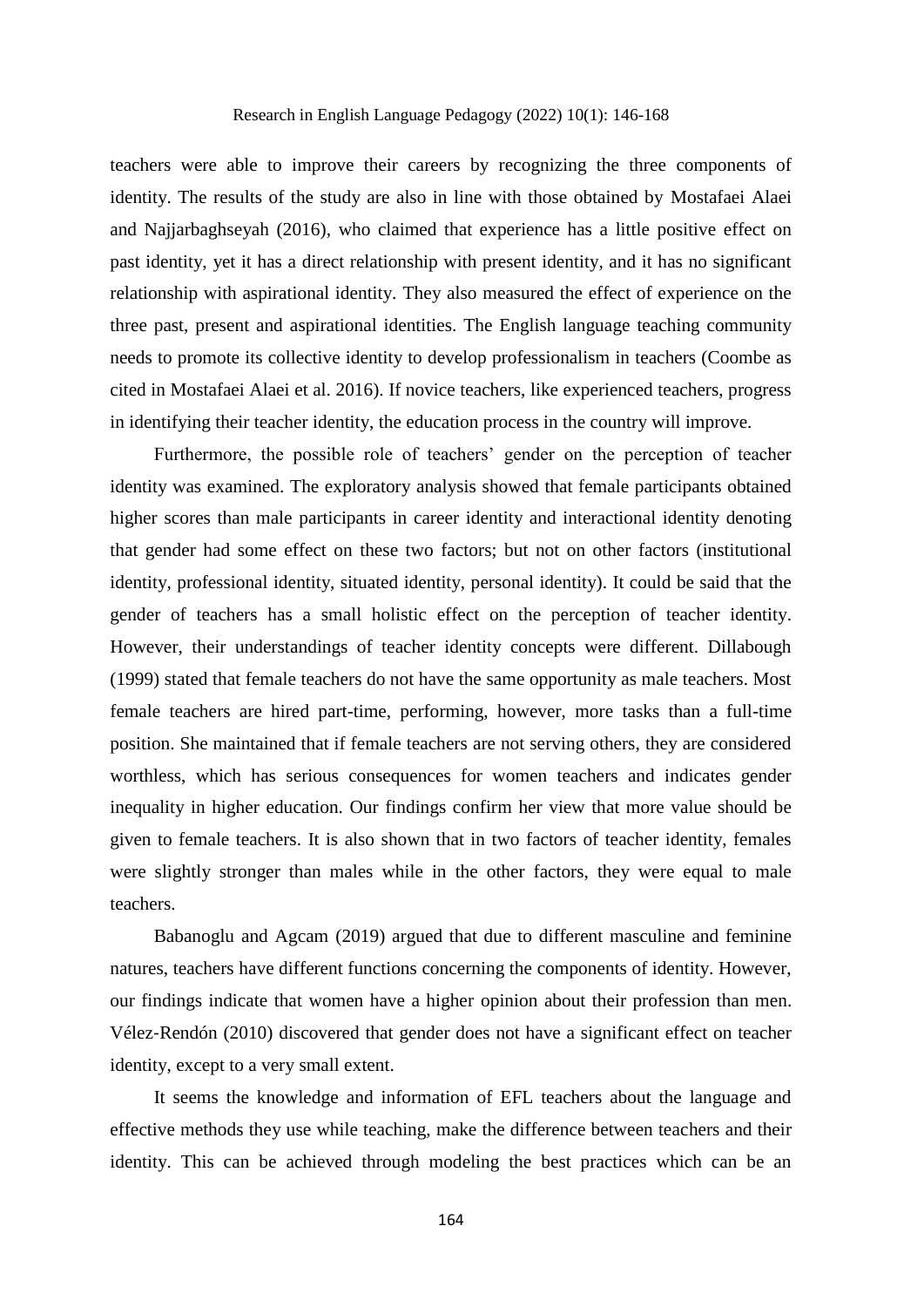teachers were able to improve their careers by recognizing the three components of identity. The results of the study are also in line with those obtained by Mostafaei Alaei and Najjarbaghseyah (2016), who claimed that experience has a little positive effect on past identity, yet it has a direct relationship with present identity, and it has no significant relationship with aspirational identity. They also measured the effect of experience on the three past, present and aspirational identities. The English language teaching community needs to promote its collective identity to develop professionalism in teachers (Coombe as cited in Mostafaei Alaei et al. 2016). If novice teachers, like experienced teachers, progress in identifying their teacher identity, the education process in the country will improve.

Furthermore, the possible role of teachers' gender on the perception of teacher identity was examined. The exploratory analysis showed that female participants obtained higher scores than male participants in career identity and interactional identity denoting that gender had some effect on these two factors; but not on other factors (institutional identity, professional identity, situated identity, personal identity). It could be said that the gender of teachers has a small holistic effect on the perception of teacher identity. However, their understandings of teacher identity concepts were different. Dillabough (1999) stated that female teachers do not have the same opportunity as male teachers. Most female teachers are hired part-time, performing, however, more tasks than a full-time position. She maintained that if female teachers are not serving others, they are considered worthless, which has serious consequences for women teachers and indicates gender inequality in higher education. Our findings confirm her view that more value should be given to female teachers. It is also shown that in two factors of teacher identity, females were slightly stronger than males while in the other factors, they were equal to male teachers.

Babanoglu and Agcam (2019) argued that due to different masculine and feminine natures, teachers have different functions concerning the components of identity. However, our findings indicate that women have a higher opinion about their profession than men. Vélez-Rendón (2010) discovered that gender does not have a significant effect on teacher identity, except to a very small extent.

It seems the knowledge and information of EFL teachers about the language and effective methods they use while teaching, make the difference between teachers and their identity. This can be achieved through modeling the best practices which can be an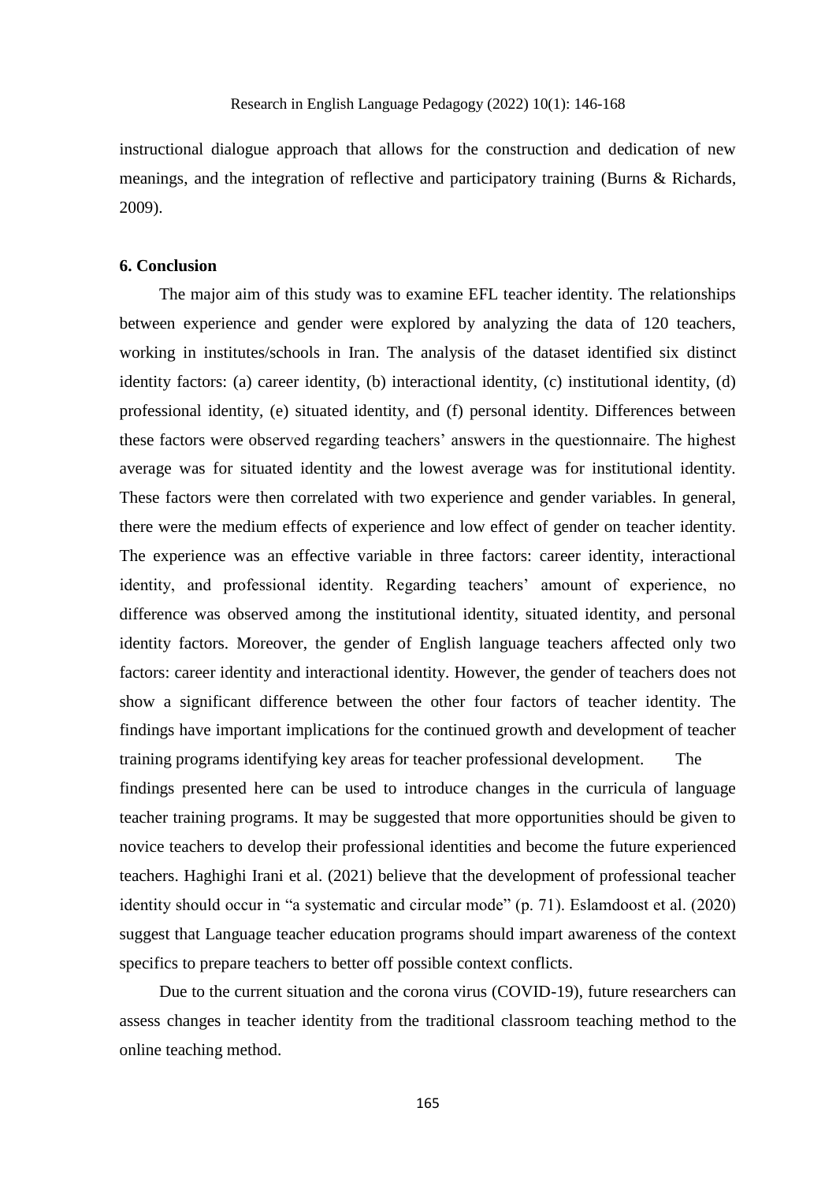instructional dialogue approach that allows for the construction and dedication of new meanings, and the integration of reflective and participatory training (Burns & Richards, 2009).

## 6. Conclusion

The major aim of this study was to examine EFL teacher identity. The relationships between experience and gender were explored by analyzing the data of 120 teachers, working in institutes/schools in Iran. The analysis of the dataset identified six distinct identity factors: (a) career identity, (b) interactional identity, (c) institutional identity, (d) professional identity, (e) situated identity, and (f) personal identity. Differences between these factors were observed regarding teachers' answers in the questionnaire. The highest average was for situated identity and the lowest average was for institutional identity. These factors were then correlated with two experience and gender variables. In general, there were the medium effects of experience and low effect of gender on teacher identity. The experience was an effective variable in three factors: career identity, interactional identity, and professional identity. Regarding teachers' amount of experience, no difference was observed among the institutional identity, situated identity, and personal identity factors. Moreover, the gender of English language teachers affected only two factors: career identity and interactional identity. However, the gender of teachers does not show a significant difference between the other four factors of teacher identity. The findings have important implications for the continued growth and development of teacher training programs identifying key areas for teacher professional development. The findings presented here can be used to introduce changes in the curricula of language teacher training programs. It may be suggested that more opportunities should be given to novice teachers to develop their professional identities and become the future experienced teachers. Haghighi Irani et al. (2021) believe that the development of professional teacher identity should occur in "a systematic and circular mode" (p. 71). Eslamdoost et al. (2020) suggest that Language teacher education programs should impart awareness of the context specifics to prepare teachers to better off possible context conflicts.

Due to the current situation and the corona virus (COVID-19), future researchers can assess changes in teacher identity from the traditional classroom teaching method to the online teaching method.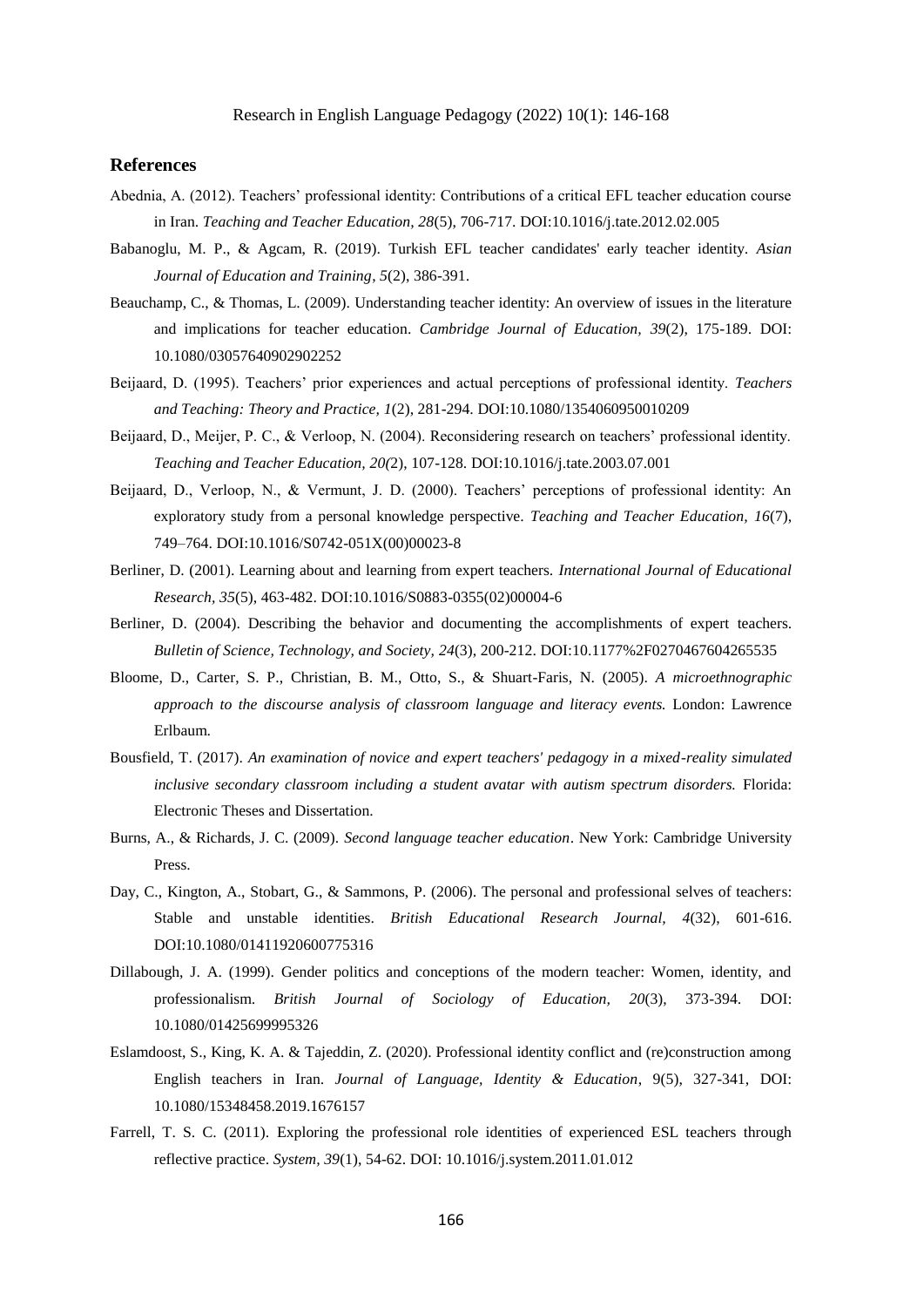## References

Abednia, A. (2012). Teachers' professional identity: Contributions of a critical EFL teacher education course in Iran. *Teaching and Teacher Education, 28*(5), 706-717. DOI:10.1016/j.tate.2012.02.005

Babanoglu, M. P., & Agcam, R. (2019). Turkish EFL teacher candidates' early teacher identity. *Asian Journal of Education and Training*, *5*(2), 386-391.

Beauchamp, C., & Thomas, L. (2009). Understanding teacher identity: An overview of issues in the literature and implications for teacher education. *Cambridge Journal of Education, 39*(2), 175-189. DOI: 10.1080/03057640902902252

Beijaard, D. (1995). Teachers' prior experiences and actual perceptions of professional identity. *Teachers and Teaching: Theory and Practice, 1*(2), 281-294. DOI:10.1080/1354060950010209

Beijaard, D., Meijer, P. C., & Verloop, N. (2004). Reconsidering research on teachers' professional identity. *Teaching and Teacher Education, 20(*2), 107-128. DOI:10.1016/j.tate.2003.07.001

Beijaard, D., Verloop, N., & Vermunt, J. D. (2000). Teachers' perceptions of professional identity: An exploratory study from a personal knowledge perspective. *Teaching and Teacher Education, 16*(7), 749–764. DOI:10.1016/S0742-051X(00)00023-8

Berliner, D. (2001). Learning about and learning from expert teachers. *International Journal of Educational Research, 35*(5), 463-482. DOI:10.1016/S0883-0355(02)00004-6

Berliner, D. (2004). Describing the behavior and documenting the accomplishments of expert teachers. *Bulletin of Science, Technology, and Society, 24*(3), 200-212. DOI:10.1177%2F0270467604265535

Bloome, D., Carter, S. P., Christian, B. M., Otto, S., & Shuart-Faris, N. (2005). *A microethnographic approach to the discourse analysis of classroom language and literacy events.* London: Lawrence Erlbaum.

Bousfield, T. (2017). *An examination of novice and expert teachers' pedagogy in a mixed-reality simulated inclusive secondary classroom including a student avatar with autism spectrum disorders.* Florida: Electronic Theses and Dissertation.

Burns, A., & Richards, J. C. (2009). *Second language teacher education*. New York: Cambridge University Press.

Day, C., Kington, A., Stobart, G., & Sammons, P. (2006). The personal and professional selves of teachers: Stable and unstable identities. *British Educational Research Journal, 4*(32), 601-616. DOI:10.1080/01411920600775316

Dillabough, J. A. (1999). Gender politics and conceptions of the modern teacher: Women, identity, and professionalism. *British Journal of Sociology of Education, 20*(3), 373-394. DOI: 10.1080/01425699995326

Eslamdoost, S., King, K. A. & Tajeddin, Z. (2020). Professional identity conflict and (re)construction among English teachers in Iran. *Journal of Language, Identity & Education*, 9(5), 327-341, DOI: 10.1080/15348458.2019.1676157

Farrell, T. S. C. (2011). Exploring the professional role identities of experienced ESL teachers through reflective practice. *System, 39*(1), 54-62. DOI: 10.1016/j.system.2011.01.012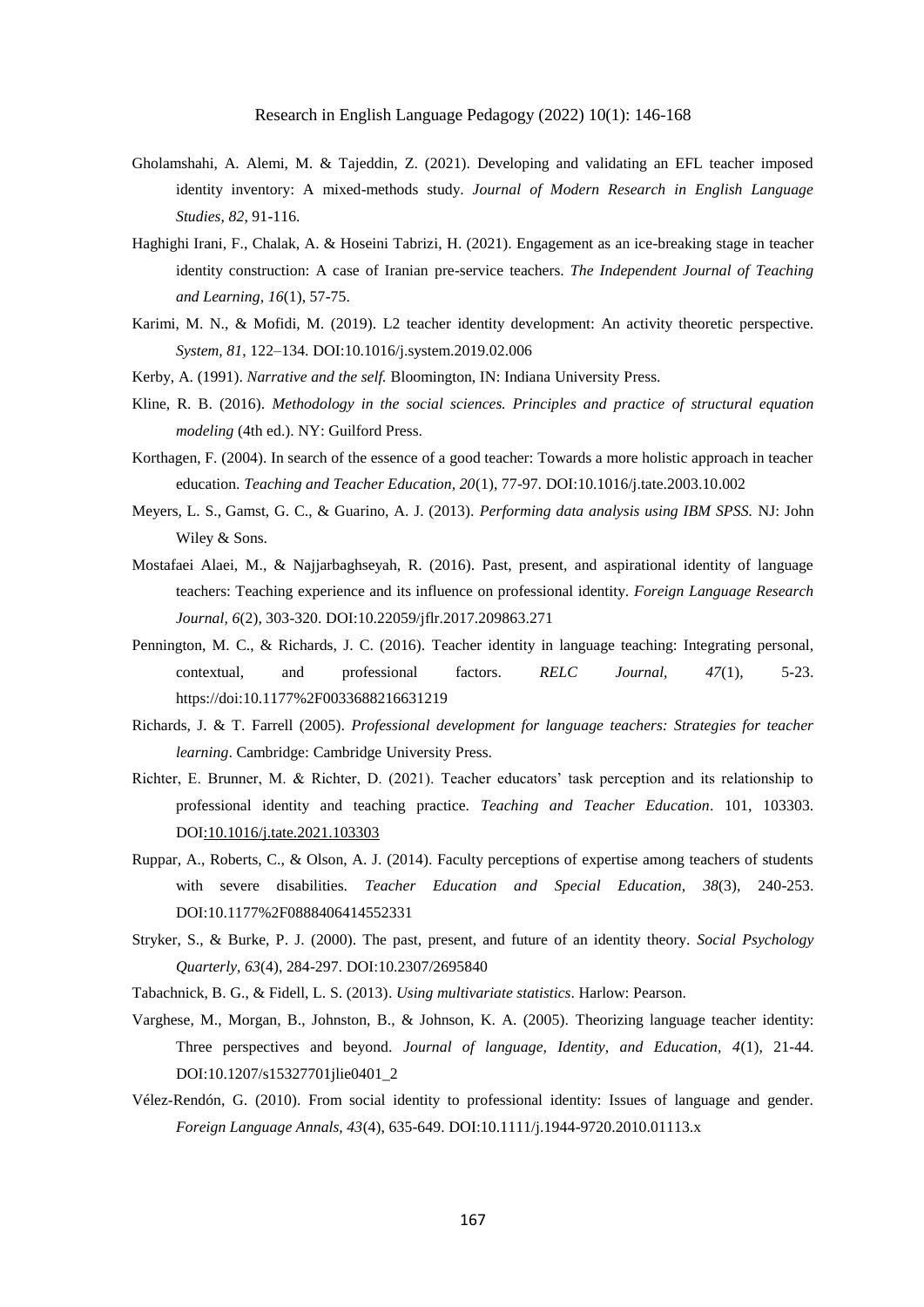Gholamshahi, A. Alemi, M. & Tajeddin, Z. (2021). Developing and validating an EFL teacher imposed identity inventory: A mixed-methods study. *Journal of Modern Research in English Language Studies*, *82*, 91-116.

Haghighi Irani, F., Chalak, A. & Hoseini Tabrizi, H. (2021). Engagement as an ice-breaking stage in teacher identity construction: A case of Iranian pre-service teachers. *The Independent Journal of Teaching and Learning, 16*(1), 57-75.

Karimi, M. N., & Mofidi, M. (2019). L2 teacher identity development: An activity theoretic perspective. *System, 81*, 122–134. DOI:10.1016/j.system.2019.02.006

Kerby, A. (1991). *Narrative and the self.* Bloomington, IN: Indiana University Press.

Kline, R. B. (2016). *Methodology in the social sciences. Principles and practice of structural equation modeling* (4th ed.). NY: Guilford Press.

Korthagen, F. (2004). In search of the essence of a good teacher: Towards a more holistic approach in teacher education. *Teaching and Teacher Education, 20*(1), 77-97. DOI:10.1016/j.tate.2003.10.002

Meyers, L. S., Gamst, G. C., & Guarino, A. J. (2013). *Performing data analysis using IBM SPSS.* NJ: John Wiley & Sons.

Mostafaei Alaei, M., & Najjarbaghseyah, R. (2016). Past, present, and aspirational identity of language teachers: Teaching experience and its influence on professional identity. *Foreign Language Research Journal, 6*(2), 303-320. DOI:10.22059/jflr.2017.209863.271

Pennington, M. C., & Richards, J. C. (2016). Teacher identity in language teaching: Integrating personal, contextual, and professional factors. *RELC Journal, 47*(1), 5-23. https://doi:10.1177%2F0033688216631219

Richards, J. & T. Farrell (2005). *Professional development for language teachers: Strategies for teacher learning*. Cambridge: Cambridge University Press.

Richter, E. Brunner, M. & Richter, D. (2021). Teacher educators' task perception and its relationship to professional identity and teaching practice. *Teaching and Teacher Education*. 101, 103303. DOI:10.1016/j.tate.2021.103303

Ruppar, A., Roberts, C., & Olson, A. J. (2014). Faculty perceptions of expertise among teachers of students with severe disabilities. *Teacher Education and Special Education, 38*(3), 240-253. DOI:10.1177%2F0888406414552331

Stryker, S., & Burke, P. J. (2000). The past, present, and future of an identity theory. *Social Psychology Quarterly, 63*(4), 284-297. DOI:10.2307/2695840

Tabachnick, B. G., & Fidell, L. S. (2013). *Using multivariate statistics*. Harlow: Pearson.

Varghese, M., Morgan, B., Johnston, B., & Johnson, K. A. (2005). Theorizing language teacher identity: Three perspectives and beyond. *Journal of language, Identity, and Education, 4*(1), 21-44. DOI:10.1207/s15327701jlie0401_2

Vélez-Rendón, G. (2010). From social identity to professional identity: Issues of language and gender. *Foreign Language Annals, 43*(4), 635-649. DOI:10.1111/j.1944-9720.2010.01113.x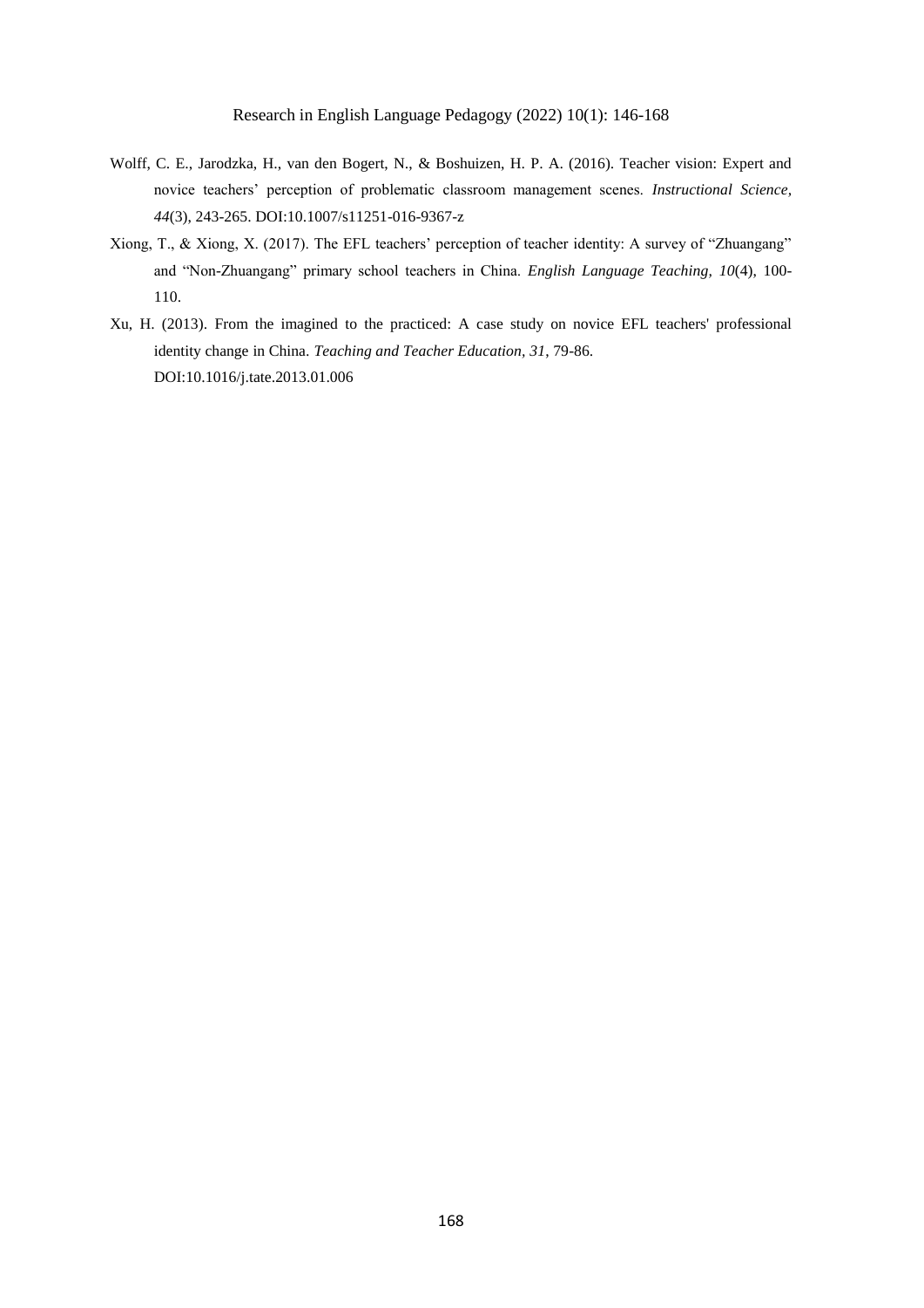Wolff, C. E., Jarodzka, H., van den Bogert, N., & Boshuizen, H. P. A. (2016). Teacher vision: Expert and novice teachers' perception of problematic classroom management scenes. *Instructional Science, 44*(3), 243-265. DOI:10.1007/s11251-016-9367-z

Xiong, T., & Xiong, X. (2017). The EFL teachers' perception of teacher identity: A survey of "Zhuangang" and "Non-Zhuangang" primary school teachers in China. *English Language Teaching, 10*(4), 100-110.

Xu, H. (2013). From the imagined to the practiced: A case study on novice EFL teachers' professional identity change in China. *Teaching and Teacher Education, 31*, 79-86. DOI:10.1016/j.tate.2013.01.006